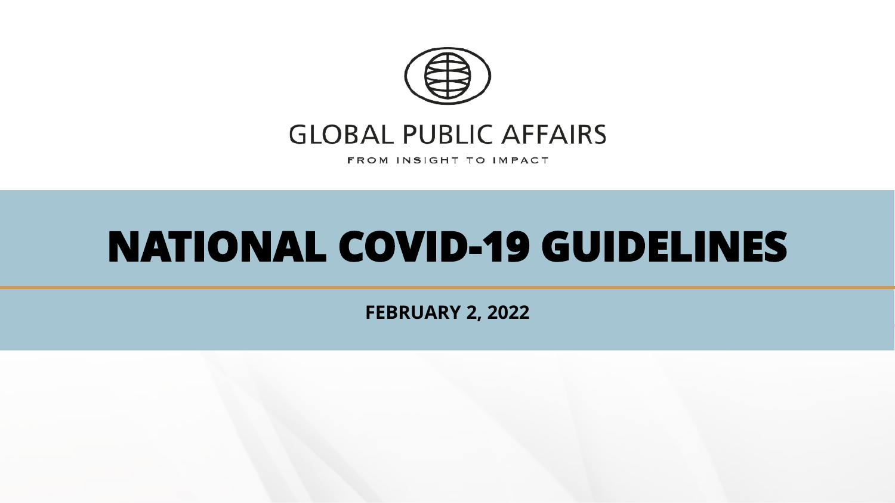GLOBAL PUBLIC AFFAIRS

FROM INSIGHT TO IMPACT

# NATIONAL COVID-19 GUIDELINES

**FEBRUARY 2, 2022**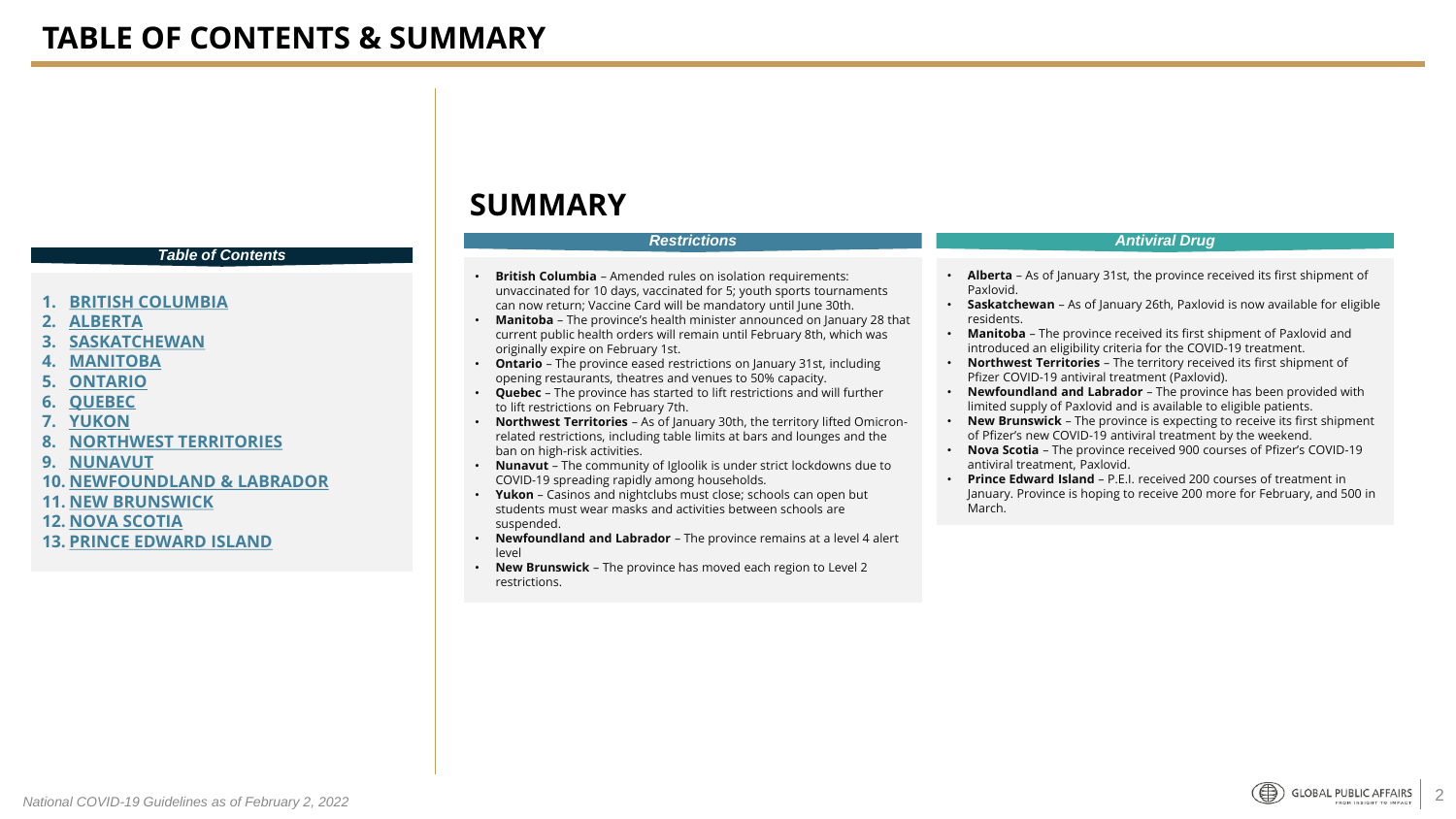# TABLE OF CONTENTS & SUMMARY

***Table of Contents***

1. **BRITISH COLUMBIA**
2. **ALBERTA**
3. **SASKATCHEWAN**
4. **MANITOBA**
5. **ONTARIO**
6. **QUEBEC**
7. **YUKON**
8. **NORTHWEST TERRITORIES**
9. **NUNAVUT**
10. **NEWFOUNDLAND & LABRADOR**
11. **NEW BRUNSWICK**
12. **NOVA SCOTIA**
13. **PRINCE EDWARD ISLAND**

## SUMMARY

### *Restrictions*

- **British Columbia** – Amended rules on isolation requirements: unvaccinated for 10 days, vaccinated for 5; youth sports tournaments can now return; Vaccine Card will be mandatory until June 30th.
- **Manitoba** – The province's health minister announced on January 28 that current public health orders will remain until February 8th, which was originally expire on February 1st.
- **Ontario** – The province eased restrictions on January 31st, including opening restaurants, theatres and venues to 50% capacity.
- **Quebec** – The province has started to lift restrictions and will further to lift restrictions on February 7th.
- **Northwest Territories** – As of January 30th, the territory lifted Omicron-related restrictions, including table limits at bars and lounges and the ban on high-risk activities.
- **Nunavut** – The community of Igloolik is under strict lockdowns due to COVID-19 spreading rapidly among households.
- **Yukon** – Casinos and nightclubs must close; schools can open but students must wear masks and activities between schools are suspended.
- **Newfoundland and Labrador** – The province remains at a level 4 alert level
- **New Brunswick** – The province has moved each region to Level 2 restrictions.

### *Antiviral Drug*

- **Alberta** – As of January 31st, the province received its first shipment of Paxlovid.
- **Saskatchewan** – As of January 26th, Paxlovid is now available for eligible residents.
- **Manitoba** – The province received its first shipment of Paxlovid and introduced an eligibility criteria for the COVID-19 treatment.
- **Northwest Territories** – The territory received its first shipment of Pfizer COVID-19 antiviral treatment (Paxlovid).
- **Newfoundland and Labrador** – The province has been provided with limited supply of Paxlovid and is available to eligible patients.
- **New Brunswick** – The province is expecting to receive its first shipment of Pfizer's new COVID-19 antiviral treatment by the weekend.
- **Nova Scotia** – The province received 900 courses of Pfizer's COVID-19 antiviral treatment, Paxlovid.
- **Prince Edward Island** – P.E.I. received 200 courses of treatment in January. Province is hoping to receive 200 more for February, and 500 in March.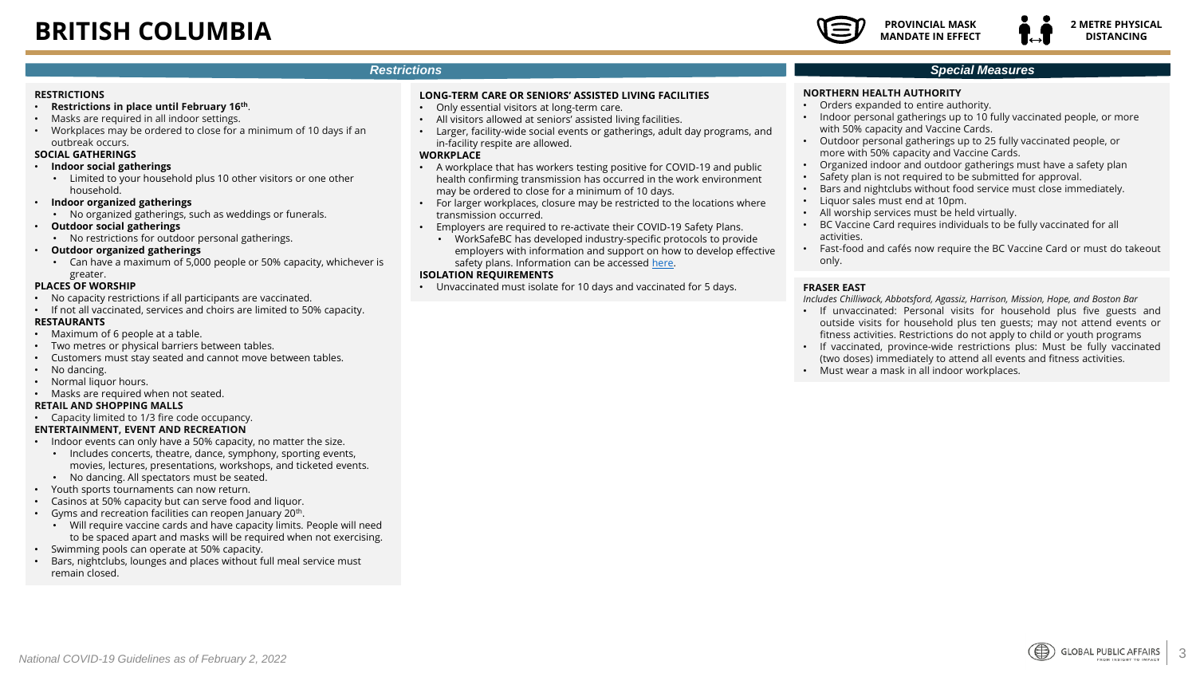# BRITISH COLUMBIA

**PROVINCIAL MASK MANDATE IN EFFECT**

**2 METRE PHYSICAL DISTANCING**

## *Restrictions*

**RESTRICTIONS**

- **Restrictions in place until February 16th**.
- Masks are required in all indoor settings.
- Workplaces may be ordered to close for a minimum of 10 days if an outbreak occurs.

**SOCIAL GATHERINGS**

- **Indoor social gatherings**
  - Limited to your household plus 10 other visitors or one other household.
- **Indoor organized gatherings**
  - No organized gatherings, such as weddings or funerals.
- **Outdoor social gatherings**
  - No restrictions for outdoor personal gatherings.
- **Outdoor organized gatherings**
  - Can have a maximum of 5,000 people or 50% capacity, whichever is greater.

**PLACES OF WORSHIP**

- No capacity restrictions if all participants are vaccinated.
- If not all vaccinated, services and choirs are limited to 50% capacity.

**RESTAURANTS**

- Maximum of 6 people at a table.
- Two metres or physical barriers between tables.
- Customers must stay seated and cannot move between tables.
- No dancing.
- Normal liquor hours.
- Masks are required when not seated.

**RETAIL AND SHOPPING MALLS**

- Capacity limited to 1/3 fire code occupancy.

**ENTERTAINMENT, EVENT AND RECREATION**

- Indoor events can only have a 50% capacity, no matter the size.
  - Includes concerts, theatre, dance, symphony, sporting events, movies, lectures, presentations, workshops, and ticketed events.
  - No dancing. All spectators must be seated.
- Youth sports tournaments can now return.
- Casinos at 50% capacity but can serve food and liquor.
- Gyms and recreation facilities can reopen January 20th.
  - Will require vaccine cards and have capacity limits. People will need to be spaced apart and masks will be required when not exercising.
- Swimming pools can operate at 50% capacity.
- Bars, nightclubs, lounges and places without full meal service must remain closed.

**LONG-TERM CARE OR SENIORS' ASSISTED LIVING FACILITIES**

- Only essential visitors at long-term care.
- All visitors allowed at seniors' assisted living facilities.
- Larger, facility-wide social events or gatherings, adult day programs, and in-facility respite are allowed.

**WORKPLACE**

- A workplace that has workers testing positive for COVID-19 and public health confirming transmission has occurred in the work environment may be ordered to close for a minimum of 10 days.
- For larger workplaces, closure may be restricted to the locations where transmission occurred.
- Employers are required to re-activate their COVID-19 Safety Plans.
  - WorkSafeBC has developed industry-specific protocols to provide employers with information and support on how to develop effective safety plans. Information can be accessed here.

**ISOLATION REQUIREMENTS**

- Unvaccinated must isolate for 10 days and vaccinated for 5 days.

## *Special Measures*

**NORTHERN HEALTH AUTHORITY**

- Orders expanded to entire authority.
- Indoor personal gatherings up to 10 fully vaccinated people, or more with 50% capacity and Vaccine Cards.
- Outdoor personal gatherings up to 25 fully vaccinated people, or more with 50% capacity and Vaccine Cards.
- Organized indoor and outdoor gatherings must have a safety plan
- Safety plan is not required to be submitted for approval.
- Bars and nightclubs without food service must close immediately.
- Liquor sales must end at 10pm.
- All worship services must be held virtually.
- BC Vaccine Card requires individuals to be fully vaccinated for all activities.
- Fast-food and cafés now require the BC Vaccine Card or must do takeout only.

**FRASER EAST**

*Includes Chilliwack, Abbotsford, Agassiz, Harrison, Mission, Hope, and Boston Bar*

- If unvaccinated: Personal visits for household plus five guests and outside visits for household plus ten guests; may not attend events or fitness activities. Restrictions do not apply to child or youth programs
- If vaccinated, province-wide restrictions plus: Must be fully vaccinated (two doses) immediately to attend all events and fitness activities.
- Must wear a mask in all indoor workplaces.

*National COVID-19 Guidelines as of February 2, 2022*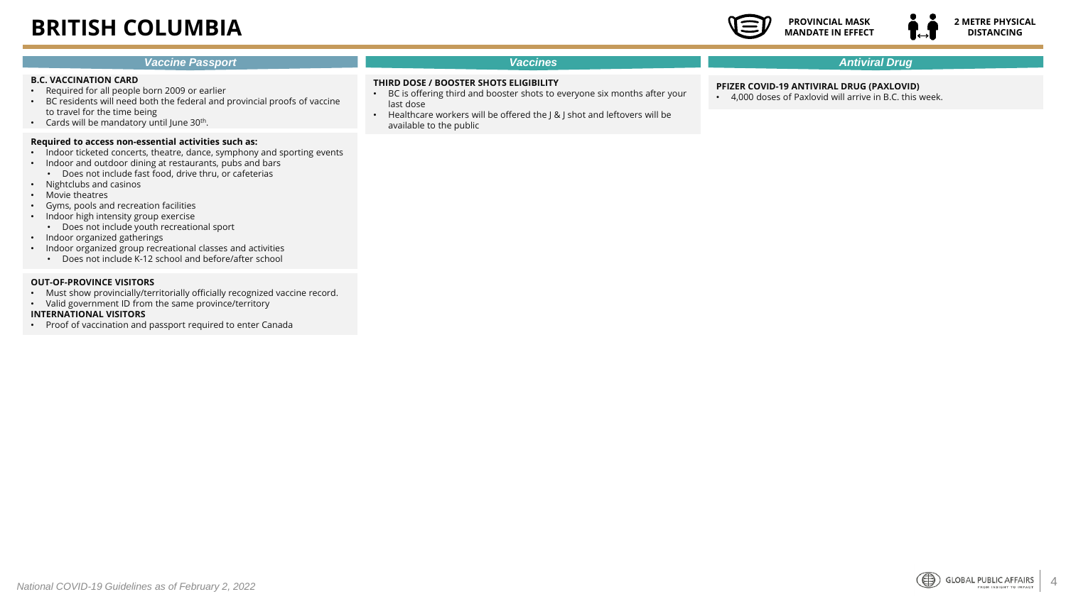# BRITISH COLUMBIA

**PROVINCIAL MASK MANDATE IN EFFECT**

**2 METRE PHYSICAL DISTANCING**

## *Vaccine Passport*

**B.C. VACCINATION CARD**

- Required for all people born 2009 or earlier
- BC residents will need both the federal and provincial proofs of vaccine to travel for the time being
- Cards will be mandatory until June 30th.

**Required to access non-essential activities such as:**

- Indoor ticketed concerts, theatre, dance, symphony and sporting events
- Indoor and outdoor dining at restaurants, pubs and bars
  - Does not include fast food, drive thru, or cafeterias
- Nightclubs and casinos
- Movie theatres
- Gyms, pools and recreation facilities
- Indoor high intensity group exercise
  - Does not include youth recreational sport
- Indoor organized gatherings
- Indoor organized group recreational classes and activities
  - Does not include K-12 school and before/after school

**OUT-OF-PROVINCE VISITORS**

- Must show provincially/territorially officially recognized vaccine record.
- Valid government ID from the same province/territory

**INTERNATIONAL VISITORS**

- Proof of vaccination and passport required to enter Canada

## *Vaccines*

**THIRD DOSE / BOOSTER SHOTS ELIGIBILITY**

- BC is offering third and booster shots to everyone six months after your last dose
- Healthcare workers will be offered the J & J shot and leftovers will be available to the public

## *Antiviral Drug*

**PFIZER COVID-19 ANTIVIRAL DRUG (PAXLOVID)**

- 4,000 doses of Paxlovid will arrive in B.C. this week.

*National COVID-19 Guidelines as of February 2, 2022*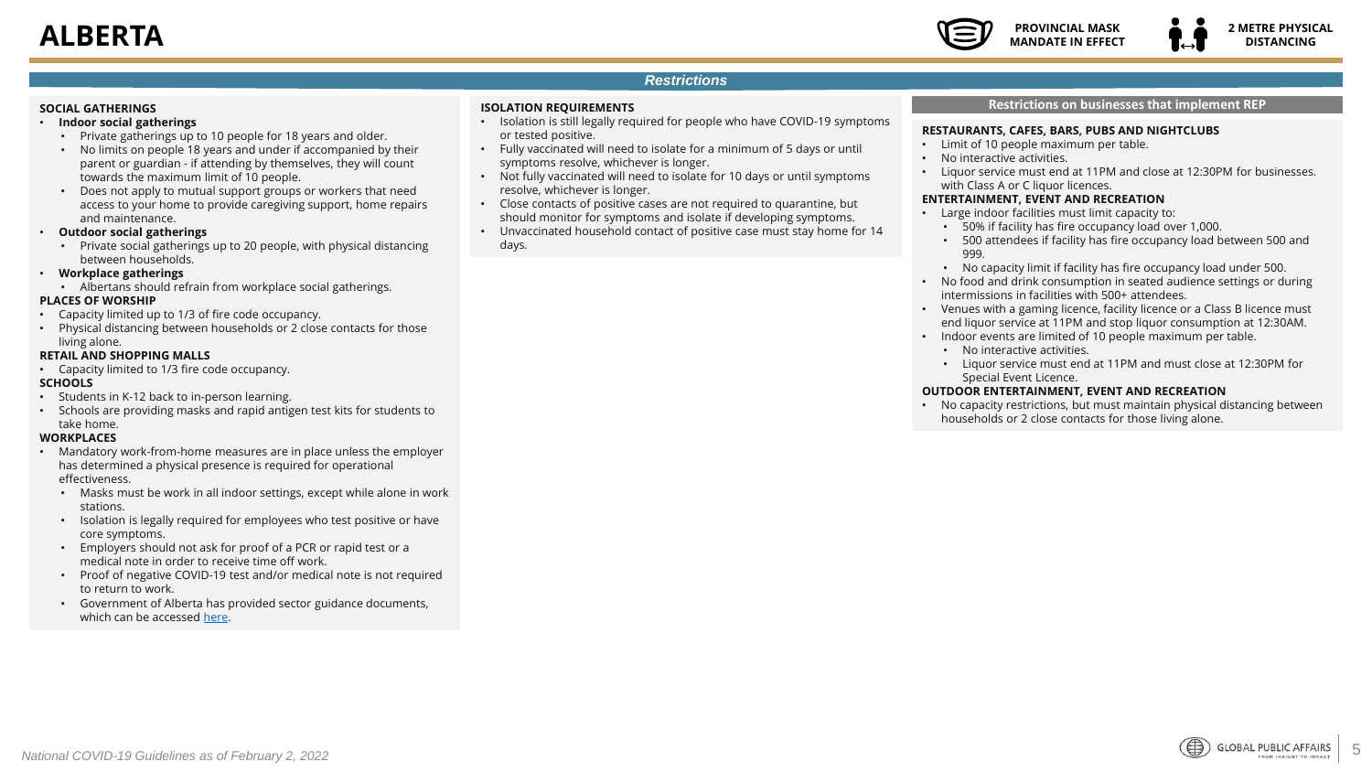# ALBERTA

**PROVINCIAL MASK MANDATE IN EFFECT**

**2 METRE PHYSICAL DISTANCING**

## *Restrictions*

**SOCIAL GATHERINGS**

- **Indoor social gatherings**
  - Private gatherings up to 10 people for 18 years and older.
  - No limits on people 18 years and under if accompanied by their parent or guardian - if attending by themselves, they will count towards the maximum limit of 10 people.
  - Does not apply to mutual support groups or workers that need access to your home to provide caregiving support, home repairs and maintenance.
- **Outdoor social gatherings**
  - Private social gatherings up to 20 people, with physical distancing between households.
- **Workplace gatherings**
  - Albertans should refrain from workplace social gatherings.

**PLACES OF WORSHIP**

- Capacity limited up to 1/3 of fire code occupancy.
- Physical distancing between households or 2 close contacts for those living alone.

**RETAIL AND SHOPPING MALLS**

- Capacity limited to 1/3 fire code occupancy.

**SCHOOLS**

- Students in K-12 back to in-person learning.
- Schools are providing masks and rapid antigen test kits for students to take home.

**WORKPLACES**

- Mandatory work-from-home measures are in place unless the employer has determined a physical presence is required for operational effectiveness.
  - Masks must be work in all indoor settings, except while alone in work stations.
  - Isolation is legally required for employees who test positive or have core symptoms.
  - Employers should not ask for proof of a PCR or rapid test or a medical note in order to receive time off work.
  - Proof of negative COVID-19 test and/or medical note is not required to return to work.
  - Government of Alberta has provided sector guidance documents, which can be accessed [here](#).

**ISOLATION REQUIREMENTS**

- Isolation is still legally required for people who have COVID-19 symptoms or tested positive.
- Fully vaccinated will need to isolate for a minimum of 5 days or until symptoms resolve, whichever is longer.
- Not fully vaccinated will need to isolate for 10 days or until symptoms resolve, whichever is longer.
- Close contacts of positive cases are not required to quarantine, but should monitor for symptoms and isolate if developing symptoms.
- Unvaccinated household contact of positive case must stay home for 14 days.

### Restrictions on businesses that implement REP

**RESTAURANTS, CAFES, BARS, PUBS AND NIGHTCLUBS**

- Limit of 10 people maximum per table.
- No interactive activities.
- Liquor service must end at 11PM and close at 12:30PM for businesses. with Class A or C liquor licences.

**ENTERTAINMENT, EVENT AND RECREATION**

- Large indoor facilities must limit capacity to:
  - 50% if facility has fire occupancy load over 1,000.
  - 500 attendees if facility has fire occupancy load between 500 and 999.
  - No capacity limit if facility has fire occupancy load under 500.
- No food and drink consumption in seated audience settings or during intermissions in facilities with 500+ attendees.
- Venues with a gaming licence, facility licence or a Class B licence must end liquor service at 11PM and stop liquor consumption at 12:30AM.
- Indoor events are limited of 10 people maximum per table.
  - No interactive activities.
  - Liquor service must end at 11PM and must close at 12:30PM for Special Event Licence.

**OUTDOOR ENTERTAINMENT, EVENT AND RECREATION**

- No capacity restrictions, but must maintain physical distancing between households or 2 close contacts for those living alone.

*National COVID-19 Guidelines as of February 2, 2022*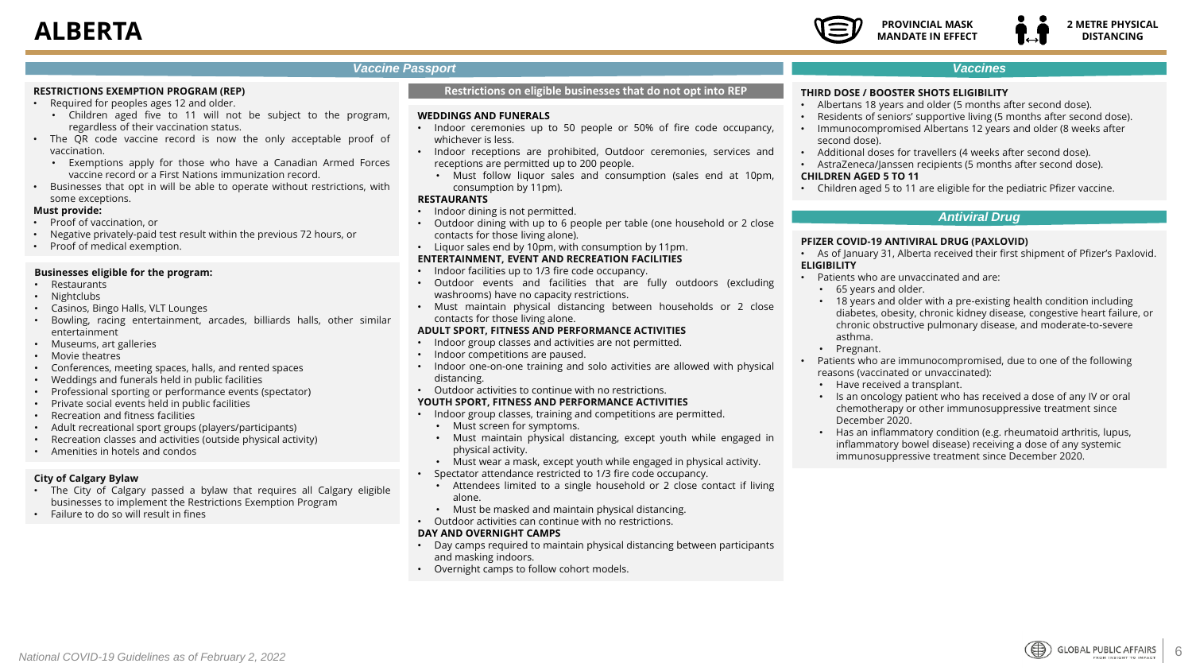# ALBERTA

**PROVINCIAL MASK MANDATE IN EFFECT**

**2 METRE PHYSICAL DISTANCING**

## Vaccine Passport

**RESTRICTIONS EXEMPTION PROGRAM (REP)**

- Required for peoples ages 12 and older.
  - Children aged five to 11 will not be subject to the program, regardless of their vaccination status.
- The QR code vaccine record is now the only acceptable proof of vaccination.
  - Exemptions apply for those who have a Canadian Armed Forces vaccine record or a First Nations immunization record.
- Businesses that opt in will be able to operate without restrictions, with some exceptions.

**Must provide:**

- Proof of vaccination, or
- Negative privately-paid test result within the previous 72 hours, or
- Proof of medical exemption.

**Businesses eligible for the program:**

- Restaurants
- Nightclubs
- Casinos, Bingo Halls, VLT Lounges
- Bowling, racing entertainment, arcades, billiards halls, other similar entertainment
- Museums, art galleries
- Movie theatres
- Conferences, meeting spaces, halls, and rented spaces
- Weddings and funerals held in public facilities
- Professional sporting or performance events (spectator)
- Private social events held in public facilities
- Recreation and fitness facilities
- Adult recreational sport groups (players/participants)
- Recreation classes and activities (outside physical activity)
- Amenities in hotels and condos

**City of Calgary Bylaw**

- The City of Calgary passed a bylaw that requires all Calgary eligible businesses to implement the Restrictions Exemption Program
- Failure to do so will result in fines

### Restrictions on eligible businesses that do not opt into REP

**WEDDINGS AND FUNERALS**

- Indoor ceremonies up to 50 people or 50% of fire code occupancy, whichever is less.
- Indoor receptions are prohibited, Outdoor ceremonies, services and receptions are permitted up to 200 people.
  - Must follow liquor sales and consumption (sales end at 10pm, consumption by 11pm).

**RESTAURANTS**

- Indoor dining is not permitted.
- Outdoor dining with up to 6 people per table (one household or 2 close contacts for those living alone).
- Liquor sales end by 10pm, with consumption by 11pm.

**ENTERTAINMENT, EVENT AND RECREATION FACILITIES**

- Indoor facilities up to 1/3 fire code occupancy.
- Outdoor events and facilities that are fully outdoors (excluding washrooms) have no capacity restrictions.
- Must maintain physical distancing between households or 2 close contacts for those living alone.

**ADULT SPORT, FITNESS AND PERFORMANCE ACTIVITIES**

- Indoor group classes and activities are not permitted.
- Indoor competitions are paused.
- Indoor one-on-one training and solo activities are allowed with physical distancing.
- Outdoor activities to continue with no restrictions.

**YOUTH SPORT, FITNESS AND PERFORMANCE ACTIVITIES**

- Indoor group classes, training and competitions are permitted.
  - Must screen for symptoms.
  - Must maintain physical distancing, except youth while engaged in physical activity.
  - Must wear a mask, except youth while engaged in physical activity.
- Spectator attendance restricted to 1/3 fire code occupancy.
  - Attendees limited to a single household or 2 close contact if living alone.
  - Must be masked and maintain physical distancing.
- Outdoor activities can continue with no restrictions.

**DAY AND OVERNIGHT CAMPS**

- Day camps required to maintain physical distancing between participants and masking indoors.
- Overnight camps to follow cohort models.

## Vaccines

**THIRD DOSE / BOOSTER SHOTS ELIGIBILITY**

- Albertans 18 years and older (5 months after second dose).
- Residents of seniors' supportive living (5 months after second dose).
- Immunocompromised Albertans 12 years and older (8 weeks after second dose).
- Additional doses for travellers (4 weeks after second dose).
- AstraZeneca/Janssen recipients (5 months after second dose).

**CHILDREN AGED 5 TO 11**

- Children aged 5 to 11 are eligible for the pediatric Pfizer vaccine.

## Antiviral Drug

**PFIZER COVID-19 ANTIVIRAL DRUG (PAXLOVID)**

- As of January 31, Alberta received their first shipment of Pfizer's Paxlovid.

**ELIGIBILITY**

- Patients who are unvaccinated and are:
  - 65 years and older.
  - 18 years and older with a pre-existing health condition including diabetes, obesity, chronic kidney disease, congestive heart failure, or chronic obstructive pulmonary disease, and moderate-to-severe asthma.
  - Pregnant.
- Patients who are immunocompromised, due to one of the following reasons (vaccinated or unvaccinated):
  - Have received a transplant.
  - Is an oncology patient who has received a dose of any IV or oral chemotherapy or other immunosuppressive treatment since December 2020.
  - Has an inflammatory condition (e.g. rheumatoid arthritis, lupus, inflammatory bowel disease) receiving a dose of any systemic immunosuppressive treatment since December 2020.

*National COVID-19 Guidelines as of February 2, 2022*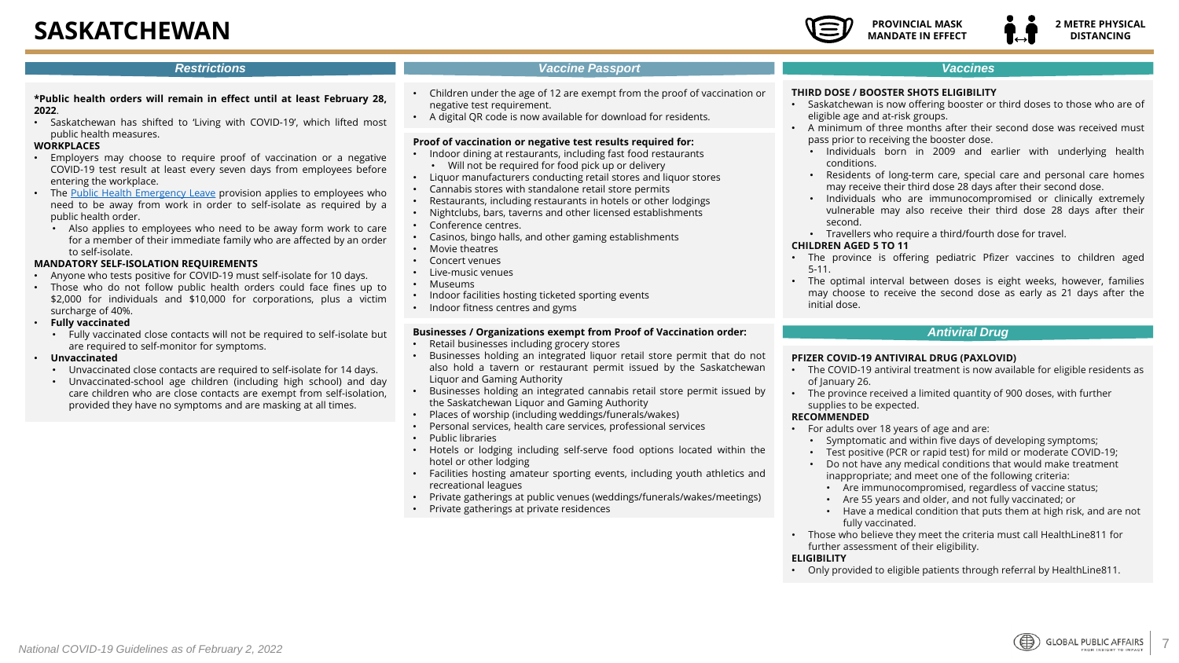# SASKATCHEWAN

PROVINCIAL MASK MANDATE IN EFFECT

2 METRE PHYSICAL DISTANCING

## Restrictions

**\*Public health orders will remain in effect until at least February 28, 2022**.

- Saskatchewan has shifted to 'Living with COVID-19', which lifted most public health measures.

**WORKPLACES**

- Employers may choose to require proof of vaccination or a negative COVID-19 test result at least every seven days from employees before entering the workplace.
- The Public Health Emergency Leave provision applies to employees who need to be away from work in order to self-isolate as required by a public health order.
  - Also applies to employees who need to be away form work to care for a member of their immediate family who are affected by an order to self-isolate.

**MANDATORY SELF-ISOLATION REQUIREMENTS**

- Anyone who tests positive for COVID-19 must self-isolate for 10 days.
- Those who do not follow public health orders could face fines up to $2,000 for individuals and $10,000 for corporations, plus a victim surcharge of 40%.
- **Fully vaccinated**
  - Fully vaccinated close contacts will not be required to self-isolate but are required to self-monitor for symptoms.
- **Unvaccinated**
  - Unvaccinated close contacts are required to self-isolate for 14 days.
  - Unvaccinated-school age children (including high school) and day care children who are close contacts are exempt from self-isolation, provided they have no symptoms and are masking at all times.

## Vaccine Passport

- Children under the age of 12 are exempt from the proof of vaccination or negative test requirement.
- A digital QR code is now available for download for residents.

**Proof of vaccination or negative test results required for:**

- Indoor dining at restaurants, including fast food restaurants
  - Will not be required for food pick up or delivery
- Liquor manufacturers conducting retail stores and liquor stores
- Cannabis stores with standalone retail store permits
- Restaurants, including restaurants in hotels or other lodgings
- Nightclubs, bars, taverns and other licensed establishments
- Conference centres.
- Casinos, bingo halls, and other gaming establishments
- Movie theatres
- Concert venues
- Live-music venues
- Museums
- Indoor facilities hosting ticketed sporting events
- Indoor fitness centres and gyms

**Businesses / Organizations exempt from Proof of Vaccination order:**

- Retail businesses including grocery stores
- Businesses holding an integrated liquor retail store permit that do not also hold a tavern or restaurant permit issued by the Saskatchewan Liquor and Gaming Authority
- Businesses holding an integrated cannabis retail store permit issued by the Saskatchewan Liquor and Gaming Authority
- Places of worship (including weddings/funerals/wakes)
- Personal services, health care services, professional services
- Public libraries
- Hotels or lodging including self-serve food options located within the hotel or other lodging
- Facilities hosting amateur sporting events, including youth athletics and recreational leagues
- Private gatherings at public venues (weddings/funerals/wakes/meetings)
- Private gatherings at private residences

## Vaccines

**THIRD DOSE / BOOSTER SHOTS ELIGIBILITY**

- Saskatchewan is now offering booster or third doses to those who are of eligible age and at-risk groups.
- A minimum of three months after their second dose was received must pass prior to receiving the booster dose.
  - Individuals born in 2009 and earlier with underlying health conditions.
  - Residents of long-term care, special care and personal care homes may receive their third dose 28 days after their second dose.
  - Individuals who are immunocompromised or clinically extremely vulnerable may also receive their third dose 28 days after their second.
  - Travellers who require a third/fourth dose for travel.

**CHILDREN AGED 5 TO 11**

- The province is offering pediatric Pfizer vaccines to children aged 5-11.
- The optimal interval between doses is eight weeks, however, families may choose to receive the second dose as early as 21 days after the initial dose.

## Antiviral Drug

**PFIZER COVID-19 ANTIVIRAL DRUG (PAXLOVID)**

- The COVID-19 antiviral treatment is now available for eligible residents as of January 26.
- The province received a limited quantity of 900 doses, with further supplies to be expected.

**RECOMMENDED**

- For adults over 18 years of age and are:
  - Symptomatic and within five days of developing symptoms;
  - Test positive (PCR or rapid test) for mild or moderate COVID-19;
  - Do not have any medical conditions that would make treatment inappropriate; and meet one of the following criteria:
    - Are immunocompromised, regardless of vaccine status;
    - Are 55 years and older, and not fully vaccinated; or
    - Have a medical condition that puts them at high risk, and are not fully vaccinated.
- Those who believe they meet the criteria must call HealthLine811 for further assessment of their eligibility.

**ELIGIBILITY**

- Only provided to eligible patients through referral by HealthLine811.

*National COVID-19 Guidelines as of February 2, 2022*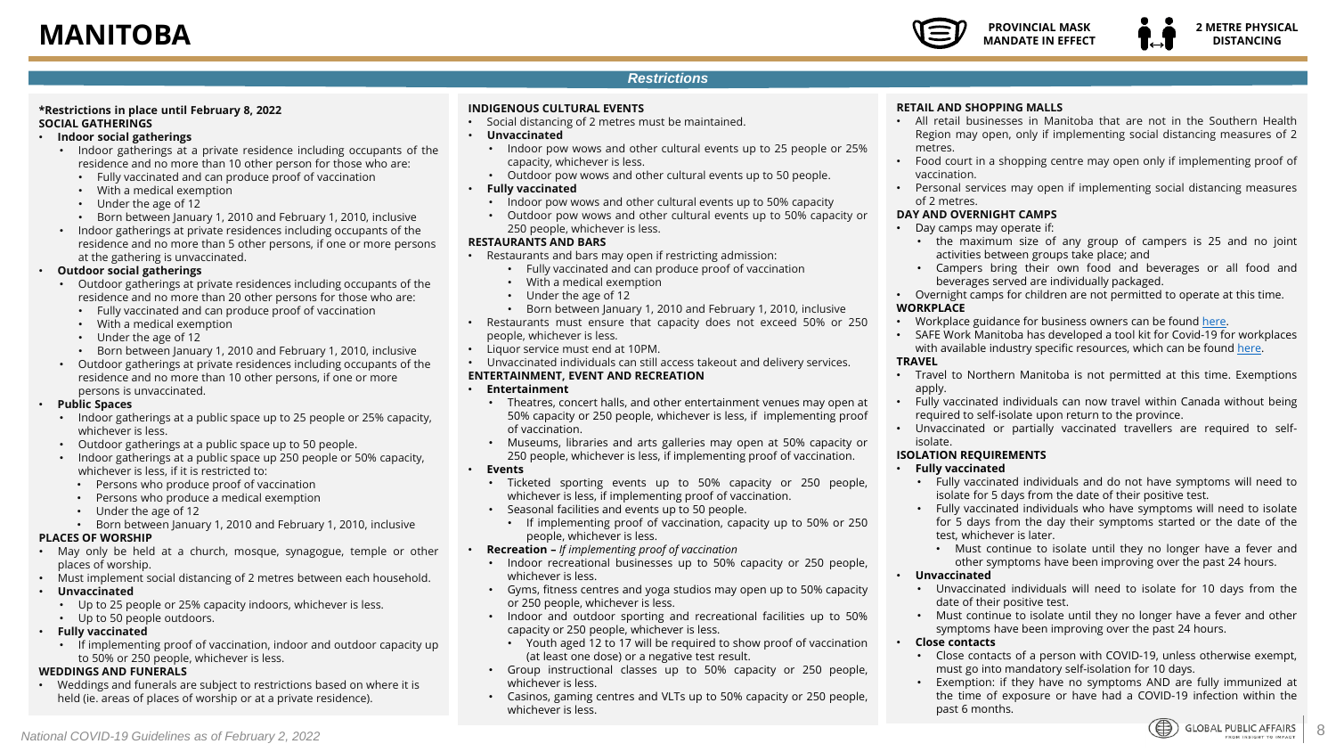# MANITOBA

PROVINCIAL MASK MANDATE IN EFFECT

2 METRE PHYSICAL DISTANCING

## *Restrictions*

**\*Restrictions in place until February 8, 2022**

**SOCIAL GATHERINGS**

- **Indoor social gatherings**
  - Indoor gatherings at a private residence including occupants of the residence and no more than 10 other person for those who are:
    - Fully vaccinated and can produce proof of vaccination
    - With a medical exemption
    - Under the age of 12
    - Born between January 1, 2010 and February 1, 2010, inclusive
  - Indoor gatherings at private residences including occupants of the residence and no more than 5 other persons, if one or more persons at the gathering is unvaccinated.
- **Outdoor social gatherings**
  - Outdoor gatherings at private residences including occupants of the residence and no more than 20 other persons for those who are:
    - Fully vaccinated and can produce proof of vaccination
    - With a medical exemption
    - Under the age of 12
    - Born between January 1, 2010 and February 1, 2010, inclusive
  - Outdoor gatherings at private residences including occupants of the residence and no more than 10 other persons, if one or more persons is unvaccinated.
- **Public Spaces**
  - Indoor gatherings at a public space up to 25 people or 25% capacity, whichever is less.
  - Outdoor gatherings at a public space up to 50 people.
  - Indoor gatherings at a public space up 250 people or 50% capacity, whichever is less, if it is restricted to:
    - Persons who produce proof of vaccination
    - Persons who produce a medical exemption
    - Under the age of 12
    - Born between January 1, 2010 and February 1, 2010, inclusive

**PLACES OF WORSHIP**

- May only be held at a church, mosque, synagogue, temple or other places of worship.
- Must implement social distancing of 2 metres between each household.
- **Unvaccinated**
  - Up to 25 people or 25% capacity indoors, whichever is less.
  - Up to 50 people outdoors.
- **Fully vaccinated**
  - If implementing proof of vaccination, indoor and outdoor capacity up to 50% or 250 people, whichever is less.

**WEDDINGS AND FUNERALS**

- Weddings and funerals are subject to restrictions based on where it is held (ie. areas of places of worship or at a private residence).

**INDIGENOUS CULTURAL EVENTS**

- Social distancing of 2 metres must be maintained.
- **Unvaccinated**
  - Indoor pow wows and other cultural events up to 25 people or 25% capacity, whichever is less.
  - Outdoor pow wows and other cultural events up to 50 people.
- **Fully vaccinated**
  - Indoor pow wows and other cultural events up to 50% capacity
  - Outdoor pow wows and other cultural events up to 50% capacity or 250 people, whichever is less.

**RESTAURANTS AND BARS**

- Restaurants and bars may open if restricting admission:
  - Fully vaccinated and can produce proof of vaccination
  - With a medical exemption
  - Under the age of 12
  - Born between January 1, 2010 and February 1, 2010, inclusive
- Restaurants must ensure that capacity does not exceed 50% or 250 people, whichever is less.
- Liquor service must end at 10PM.
- Unvaccinated individuals can still access takeout and delivery services.

**ENTERTAINMENT, EVENT AND RECREATION**

- **Entertainment**
  - Theatres, concert halls, and other entertainment venues may open at 50% capacity or 250 people, whichever is less, if implementing proof of vaccination.
  - Museums, libraries and arts galleries may open at 50% capacity or 250 people, whichever is less, if implementing proof of vaccination.
- **Events**
  - Ticketed sporting events up to 50% capacity or 250 people, whichever is less, if implementing proof of vaccination.
  - Seasonal facilities and events up to 50 people.
    - If implementing proof of vaccination, capacity up to 50% or 250 people, whichever is less.
- **Recreation –** *If implementing proof of vaccination*
  - Indoor recreational businesses up to 50% capacity or 250 people, whichever is less.
  - Gyms, fitness centres and yoga studios may open up to 50% capacity or 250 people, whichever is less.
  - Indoor and outdoor sporting and recreational facilities up to 50% capacity or 250 people, whichever is less.
    - Youth aged 12 to 17 will be required to show proof of vaccination (at least one dose) or a negative test result.
  - Group instructional classes up to 50% capacity or 250 people, whichever is less.
  - Casinos, gaming centres and VLTs up to 50% capacity or 250 people, whichever is less.

**RETAIL AND SHOPPING MALLS**

- All retail businesses in Manitoba that are not in the Southern Health Region may open, only if implementing social distancing measures of 2 metres.
- Food court in a shopping centre may open only if implementing proof of vaccination.
- Personal services may open if implementing social distancing measures of 2 metres.

**DAY AND OVERNIGHT CAMPS**

- Day camps may operate if:
  - the maximum size of any group of campers is 25 and no joint activities between groups take place; and
  - Campers bring their own food and beverages or all food and beverages served are individually packaged.
- Overnight camps for children are not permitted to operate at this time.

**WORKPLACE**

- Workplace guidance for business owners can be found here.
- SAFE Work Manitoba has developed a tool kit for Covid-19 for workplaces with available industry specific resources, which can be found here.

**TRAVEL**

- Travel to Northern Manitoba is not permitted at this time. Exemptions apply.
- Fully vaccinated individuals can now travel within Canada without being required to self-isolate upon return to the province.
- Unvaccinated or partially vaccinated travellers are required to self-isolate.

**ISOLATION REQUIREMENTS**

- **Fully vaccinated**
  - Fully vaccinated individuals and do not have symptoms will need to isolate for 5 days from the date of their positive test.
  - Fully vaccinated individuals who have symptoms will need to isolate for 5 days from the day their symptoms started or the date of the test, whichever is later.
    - Must continue to isolate until they no longer have a fever and other symptoms have been improving over the past 24 hours.
- **Unvaccinated**
  - Unvaccinated individuals will need to isolate for 10 days from the date of their positive test.
  - Must continue to isolate until they no longer have a fever and other symptoms have been improving over the past 24 hours.
- **Close contacts**
  - Close contacts of a person with COVID-19, unless otherwise exempt, must go into mandatory self-isolation for 10 days.
  - Exemption: if they have no symptoms AND are fully immunized at the time of exposure or have had a COVID-19 infection within the past 6 months.

*National COVID-19 Guidelines as of February 2, 2022*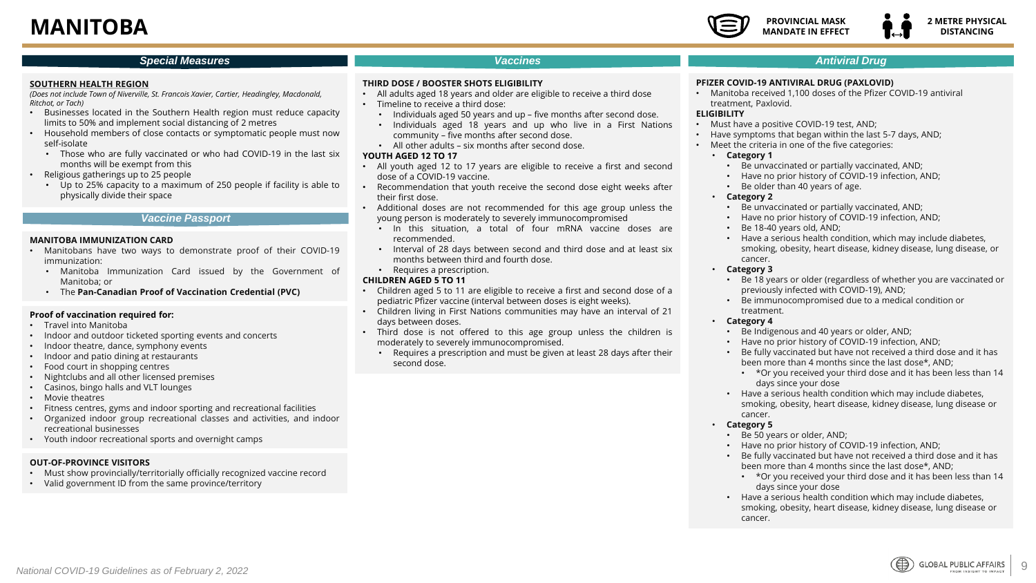# MANITOBA

**PROVINCIAL MASK MANDATE IN EFFECT**

**2 METRE PHYSICAL DISTANCING**

## Special Measures

**SOUTHERN HEALTH REGION**

*(Does not include Town of Niverville, St. Francois Xavier, Cartier, Headingley, Macdonald, Ritchot, or Tach)*

- Businesses located in the Southern Health region must reduce capacity limits to 50% and implement social distancing of 2 metres
- Household members of close contacts or symptomatic people must now self-isolate
  - Those who are fully vaccinated or who had COVID-19 in the last six months will be exempt from this
- Religious gatherings up to 25 people
  - Up to 25% capacity to a maximum of 250 people if facility is able to physically divide their space

## Vaccine Passport

**MANITOBA IMMUNIZATION CARD**

- Manitobans have two ways to demonstrate proof of their COVID-19 immunization:
  - Manitoba Immunization Card issued by the Government of Manitoba; or
  - The **Pan-Canadian Proof of Vaccination Credential (PVC)**

**Proof of vaccination required for:**

- Travel into Manitoba
- Indoor and outdoor ticketed sporting events and concerts
- Indoor theatre, dance, symphony events
- Indoor and patio dining at restaurants
- Food court in shopping centres
- Nightclubs and all other licensed premises
- Casinos, bingo halls and VLT lounges
- Movie theatres
- Fitness centres, gyms and indoor sporting and recreational facilities
- Organized indoor group recreational classes and activities, and indoor recreational businesses
- Youth indoor recreational sports and overnight camps

**OUT-OF-PROVINCE VISITORS**

- Must show provincially/territorially officially recognized vaccine record
- Valid government ID from the same province/territory

## Vaccines

**THIRD DOSE / BOOSTER SHOTS ELIGIBILITY**

- All adults aged 18 years and older are eligible to receive a third dose
- Timeline to receive a third dose:
  - Individuals aged 50 years and up – five months after second dose.
  - Individuals aged 18 years and up who live in a First Nations community – five months after second dose.
  - All other adults – six months after second dose.

**YOUTH AGED 12 TO 17**

- All youth aged 12 to 17 years are eligible to receive a first and second dose of a COVID-19 vaccine.
- Recommendation that youth receive the second dose eight weeks after their first dose.
- Additional doses are not recommended for this age group unless the young person is moderately to severely immunocompromised
  - In this situation, a total of four mRNA vaccine doses are recommended.
  - Interval of 28 days between second and third dose and at least six months between third and fourth dose.
  - Requires a prescription.

**CHILDREN AGED 5 TO 11**

- Children aged 5 to 11 are eligible to receive a first and second dose of a pediatric Pfizer vaccine (interval between doses is eight weeks).
- Children living in First Nations communities may have an interval of 21 days between doses.
- Third dose is not offered to this age group unless the children is moderately to severely immunocompromised.
  - Requires a prescription and must be given at least 28 days after their second dose.

## Antiviral Drug

**PFIZER COVID-19 ANTIVIRAL DRUG (PAXLOVID)**

- Manitoba received 1,100 doses of the Pfizer COVID-19 antiviral treatment, Paxlovid.

**ELIGIBILITY**

- Must have a positive COVID-19 test, AND;
- Have symptoms that began within the last 5-7 days, AND;
- Meet the criteria in one of the five categories:
  - **Category 1**
    - Be unvaccinated or partially vaccinated, AND;
    - Have no prior history of COVID-19 infection, AND;
    - Be older than 40 years of age.
  - **Category 2**
    - Be unvaccinated or partially vaccinated, AND;
    - Have no prior history of COVID-19 infection, AND;
    - Be 18-40 years old, AND;
    - Have a serious health condition, which may include diabetes, smoking, obesity, heart disease, kidney disease, lung disease, or cancer.
  - **Category 3**
    - Be 18 years or older (regardless of whether you are vaccinated or previously infected with COVID-19), AND;
    - Be immunocompromised due to a medical condition or treatment.
  - **Category 4**
    - Be Indigenous and 40 years or older, AND;
    - Have no prior history of COVID-19 infection, AND;
    - Be fully vaccinated but have not received a third dose and it has been more than 4 months since the last dose*, AND;
      - *Or you received your third dose and it has been less than 14 days since your dose
    - Have a serious health condition which may include diabetes, smoking, obesity, heart disease, kidney disease, lung disease or cancer.
  - **Category 5**
    - Be 50 years or older, AND;
    - Have no prior history of COVID-19 infection, AND;
    - Be fully vaccinated but have not received a third dose and it has been more than 4 months since the last dose*, AND;
      - *Or you received your third dose and it has been less than 14 days since your dose
    - Have a serious health condition which may include diabetes, smoking, obesity, heart disease, kidney disease, lung disease or cancer.

*National COVID-19 Guidelines as of February 2, 2022*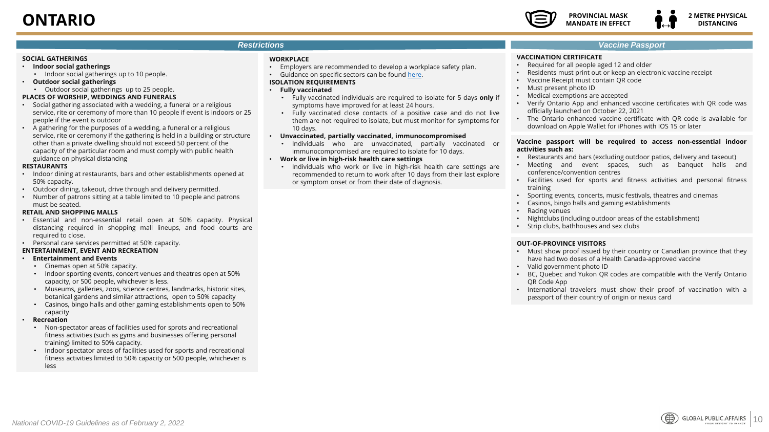# ONTARIO

**PROVINCIAL MASK MANDATE IN EFFECT**

**2 METRE PHYSICAL DISTANCING**

## *Restrictions*

**SOCIAL GATHERINGS**

- **Indoor social gatherings**
  - Indoor social gatherings up to 10 people.
- **Outdoor social gatherings**
  - Outdoor social gatherings up to 25 people.

**PLACES OF WORSHIP, WEDDINGS AND FUNERALS**

- Social gathering associated with a wedding, a funeral or a religious service, rite or ceremony of more than 10 people if event is indoors or 25 people if the event is outdoor
- A gathering for the purposes of a wedding, a funeral or a religious service, rite or ceremony if the gathering is held in a building or structure other than a private dwelling should not exceed 50 percent of the capacity of the particular room and must comply with public health guidance on physical distancing

**RESTAURANTS**

- Indoor dining at restaurants, bars and other establishments opened at 50% capacity.
- Outdoor dining, takeout, drive through and delivery permitted.
- Number of patrons sitting at a table limited to 10 people and patrons must be seated.

**RETAIL AND SHOPPING MALLS**

- Essential and non-essential retail open at 50% capacity. Physical distancing required in shopping mall lineups, and food courts are required to close.
- Personal care services permitted at 50% capacity.

**ENTERTAINMENT, EVENT AND RECREATION**

- **Entertainment and Events**
  - Cinemas open at 50% capacity.
  - Indoor sporting events, concert venues and theatres open at 50% capacity, or 500 people, whichever is less.
  - Museums, galleries, zoos, science centres, landmarks, historic sites, botanical gardens and similar attractions, open to 50% capacity
  - Casinos, bingo halls and other gaming establishments open to 50% capacity
- **Recreation**
  - Non-spectator areas of facilities used for sprots and recreational fitness activities (such as gyms and businesses offering personal training) limited to 50% capacity.
  - Indoor spectator areas of facilities used for sports and recreational fitness activities limited to 50% capacity or 500 people, whichever is less

**WORKPLACE**

- Employers are recommended to develop a workplace safety plan.
- Guidance on specific sectors can be found here.

**ISOLATION REQUIREMENTS**

- **Fully vaccinated**
  - Fully vaccinated individuals are required to isolate for 5 days **only** if symptoms have improved for at least 24 hours.
  - Fully vaccinated close contacts of a positive case and do not live them are not required to isolate, but must monitor for symptoms for 10 days.
- **Unvaccinated, partially vaccinated, immunocompromised**
  - Individuals who are unvaccinated, partially vaccinated or immunocompromised are required to isolate for 10 days.
- **Work or live in high-risk health care settings**
  - Individuals who work or live in high-risk health care settings are recommended to return to work after 10 days from their last explore or symptom onset or from their date of diagnosis.

## *Vaccine Passport*

**VACCINATION CERTIFICATE**

- Required for all people aged 12 and older
- Residents must print out or keep an electronic vaccine receipt
- Vaccine Receipt must contain QR code
- Must present photo ID
- Medical exemptions are accepted
- Verify Ontario App and enhanced vaccine certificates with QR code was officially launched on October 22, 2021
- The Ontario enhanced vaccine certificate with QR code is available for download on Apple Wallet for iPhones with IOS 15 or later

**Vaccine passport will be required to access non-essential indoor activities such as:**

- Restaurants and bars (excluding outdoor patios, delivery and takeout)
- Meeting and event spaces, such as banquet halls and conference/convention centres
- Facilities used for sports and fitness activities and personal fitness training
- Sporting events, concerts, music festivals, theatres and cinemas
- Casinos, bingo halls and gaming establishments
- Racing venues
- Nightclubs (including outdoor areas of the establishment)
- Strip clubs, bathhouses and sex clubs

**OUT-OF-PROVINCE VISITORS**

- Must show proof issued by their country or Canadian province that they have had two doses of a Health Canada-approved vaccine
- Valid government photo ID
- BC, Quebec and Yukon QR codes are compatible with the Verify Ontario QR Code App
- International travelers must show their proof of vaccination with a passport of their country of origin or nexus card

*National COVID-19 Guidelines as of February 2, 2022*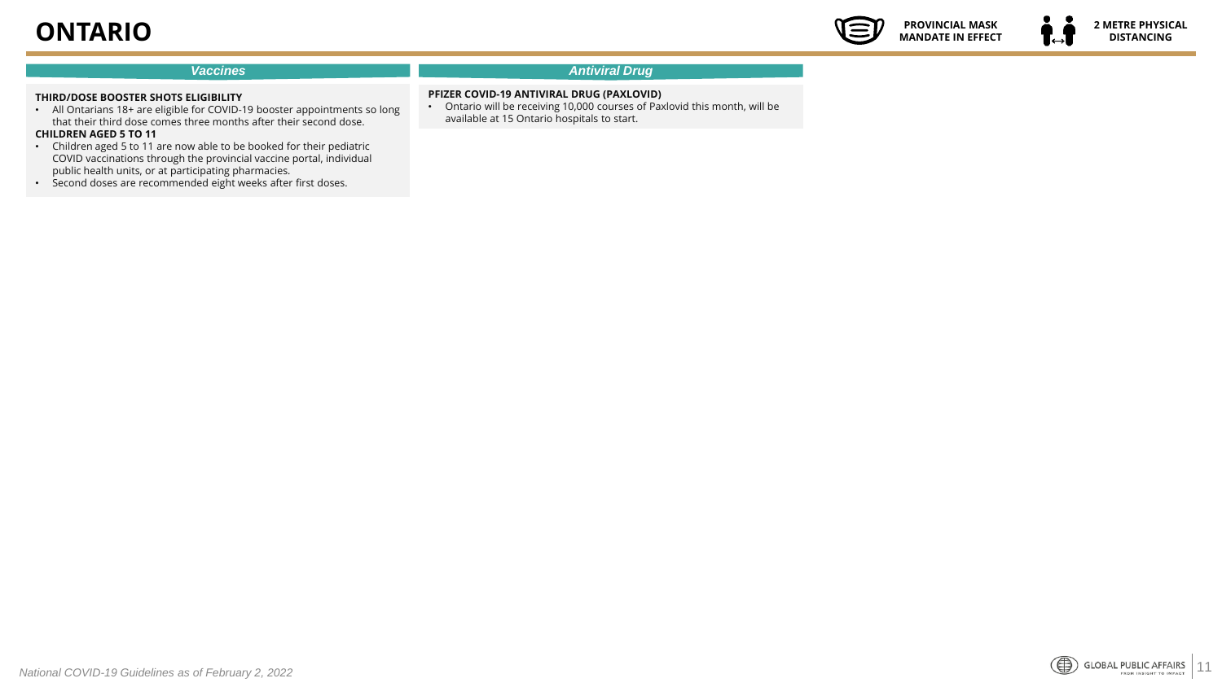# ONTARIO

**PROVINCIAL MASK MANDATE IN EFFECT**

**2 METRE PHYSICAL DISTANCING**

## *Vaccines*

**THIRD/DOSE BOOSTER SHOTS ELIGIBILITY**

- All Ontarians 18+ are eligible for COVID-19 booster appointments so long that their third dose comes three months after their second dose.

**CHILDREN AGED 5 TO 11**

- Children aged 5 to 11 are now able to be booked for their pediatric COVID vaccinations through the provincial vaccine portal, individual public health units, or at participating pharmacies.
- Second doses are recommended eight weeks after first doses.

## *Antiviral Drug*

**PFIZER COVID-19 ANTIVIRAL DRUG (PAXLOVID)**

- Ontario will be receiving 10,000 courses of Paxlovid this month, will be available at 15 Ontario hospitals to start.

*National COVID-19 Guidelines as of February 2, 2022*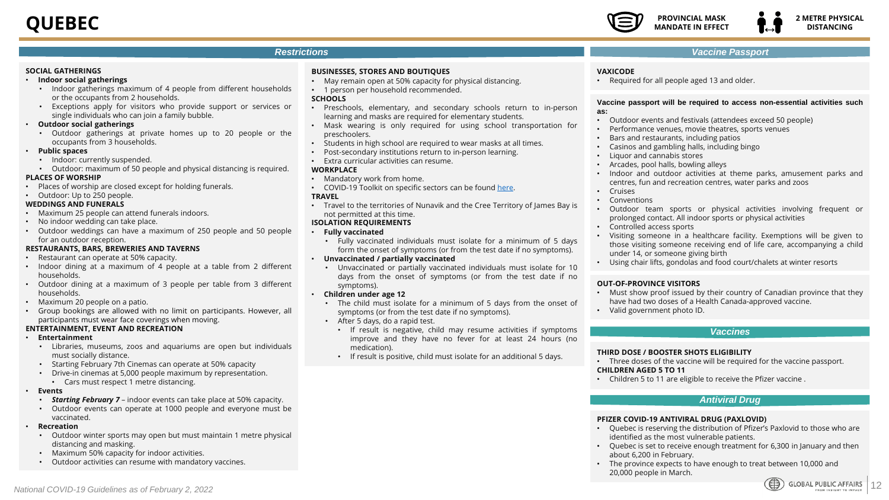# QUEBEC

**PROVINCIAL MASK MANDATE IN EFFECT**

**2 METRE PHYSICAL DISTANCING**

## *Restrictions*

**SOCIAL GATHERINGS**

- **Indoor social gatherings**
  - Indoor gatherings maximum of 4 people from different households or the occupants from 2 households.
  - Exceptions apply for visitors who provide support or services or single individuals who can join a family bubble.
- **Outdoor social gatherings**
  - Outdoor gatherings at private homes up to 20 people or the occupants from 3 households.
- **Public spaces**
  - Indoor: currently suspended.
  - Outdoor: maximum of 50 people and physical distancing is required.

**PLACES OF WORSHIP**

- Places of worship are closed except for holding funerals.
- Outdoor: Up to 250 people.

**WEDDINGS AND FUNERALS**

- Maximum 25 people can attend funerals indoors.
- No indoor wedding can take place.
- Outdoor weddings can have a maximum of 250 people and 50 people for an outdoor reception.

**RESTAURANTS, BARS, BREWERIES AND TAVERNS**

- Restaurant can operate at 50% capacity.
- Indoor dining at a maximum of 4 people at a table from 2 different households.
- Outdoor dining at a maximum of 3 people per table from 3 different households.
- Maximum 20 people on a patio.
- Group bookings are allowed with no limit on participants. However, all participants must wear face coverings when moving.

**ENTERTAINMENT, EVENT AND RECREATION**

- **Entertainment**
  - Libraries, museums, zoos and aquariums are open but individuals must socially distance.
  - Starting February 7th Cinemas can operate at 50% capacity
  - Drive-in cinemas at 5,000 people maximum by representation.
    - Cars must respect 1 metre distancing.
- **Events**
  - ***Starting February 7*** – indoor events can take place at 50% capacity.
  - Outdoor events can operate at 1000 people and everyone must be vaccinated.
- **Recreation**
  - Outdoor winter sports may open but must maintain 1 metre physical distancing and masking.
  - Maximum 50% capacity for indoor activities.
  - Outdoor activities can resume with mandatory vaccines.

**BUSINESSES, STORES AND BOUTIQUES**

- May remain open at 50% capacity for physical distancing.
- 1 person per household recommended.

**SCHOOLS**

- Preschools, elementary, and secondary schools return to in-person learning and masks are required for elementary students.
- Mask wearing is only required for using school transportation for preschoolers.
- Students in high school are required to wear masks at all times.
- Post-secondary institutions return to in-person learning.
- Extra curricular activities can resume.

**WORKPLACE**

- Mandatory work from home.
- COVID-19 Toolkit on specific sectors can be found here.

**TRAVEL**

- Travel to the territories of Nunavik and the Cree Territory of James Bay is not permitted at this time.

**ISOLATION REQUIREMENTS**

- **Fully vaccinated**
  - Fully vaccinated individuals must isolate for a minimum of 5 days form the onset of symptoms (or from the test date if no symptoms).
- **Unvaccinated / partially vaccinated**
  - Unvaccinated or partially vaccinated individuals must isolate for 10 days from the onset of symptoms (or from the test date if no symptoms).
- **Children under age 12**
  - The child must isolate for a minimum of 5 days from the onset of symptoms (or from the test date if no symptoms).
  - After 5 days, do a rapid test.
    - If result is negative, child may resume activities if symptoms improve and they have no fever for at least 24 hours (no medication).
    - If result is positive, child must isolate for an additional 5 days.

## *Vaccine Passport*

**VAXICODE**

- Required for all people aged 13 and older.

**Vaccine passport will be required to access non-essential activities such as:**

- Outdoor events and festivals (attendees exceed 50 people)
- Performance venues, movie theatres, sports venues
- Bars and restaurants, including patios
- Casinos and gambling halls, including bingo
- Liquor and cannabis stores
- Arcades, pool halls, bowling alleys
- Indoor and outdoor activities at theme parks, amusement parks and centres, fun and recreation centres, water parks and zoos
- Cruises
- Conventions
- Outdoor team sports or physical activities involving frequent or prolonged contact. All indoor sports or physical activities
- Controlled access sports
- Visiting someone in a healthcare facility. Exemptions will be given to those visiting someone receiving end of life care, accompanying a child under 14, or someone giving birth
- Using chair lifts, gondolas and food court/chalets at winter resorts

**OUT-OF-PROVINCE VISITORS**

- Must show proof issued by their country of Canadian province that they have had two doses of a Health Canada-approved vaccine.
- Valid government photo ID.

## *Vaccines*

**THIRD DOSE / BOOSTER SHOTS ELIGIBILITY**

- Three doses of the vaccine will be required for the vaccine passport.

**CHILDREN AGED 5 TO 11**

- Children 5 to 11 are eligible to receive the Pfizer vaccine .

## *Antiviral Drug*

**PFIZER COVID-19 ANTIVIRAL DRUG (PAXLOVID)**

- Quebec is reserving the distribution of Pfizer's Paxlovid to those who are identified as the most vulnerable patients.
- Quebec is set to receive enough treatment for 6,300 in January and then about 6,200 in February.
- The province expects to have enough to treat between 10,000 and 20,000 people in March.

*National COVID-19 Guidelines as of February 2, 2022*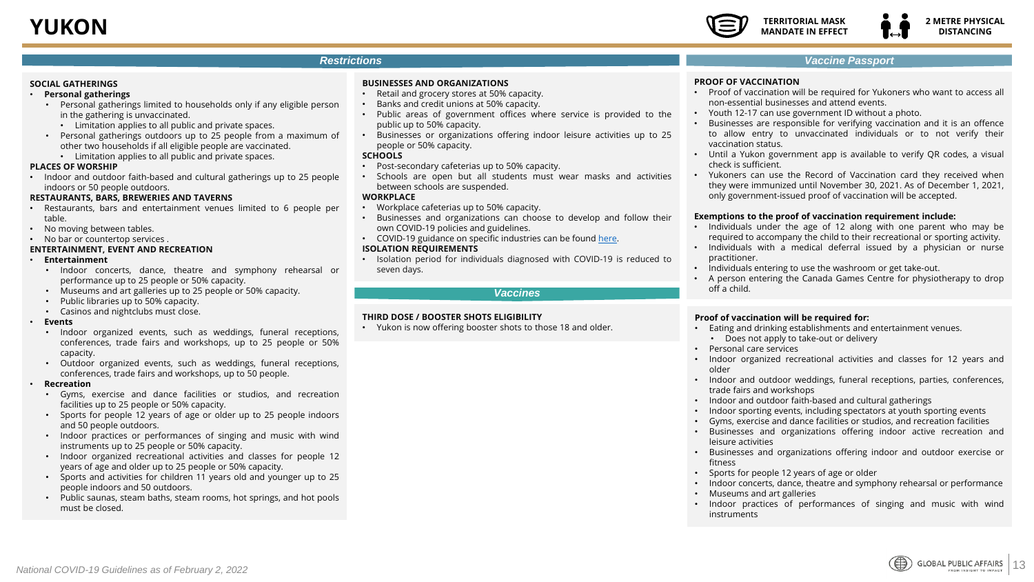# YUKON

**TERRITORIAL MASK MANDATE IN EFFECT**

**2 METRE PHYSICAL DISTANCING**

## Restrictions

### SOCIAL GATHERINGS

- **Personal gatherings**
  - Personal gatherings limited to households only if any eligible person in the gathering is unvaccinated.
    - Limitation applies to all public and private spaces.
  - Personal gatherings outdoors up to 25 people from a maximum of other two households if all eligible people are vaccinated.
    - Limitation applies to all public and private spaces.

### PLACES OF WORSHIP

- Indoor and outdoor faith-based and cultural gatherings up to 25 people indoors or 50 people outdoors.

### RESTAURANTS, BARS, BREWERIES AND TAVERNS

- Restaurants, bars and entertainment venues limited to 6 people per table.
- No moving between tables.
- No bar or countertop services .

### ENTERTAINMENT, EVENT AND RECREATION

- **Entertainment**
  - Indoor concerts, dance, theatre and symphony rehearsal or performance up to 25 people or 50% capacity.
  - Museums and art galleries up to 25 people or 50% capacity.
  - Public libraries up to 50% capacity.
  - Casinos and nightclubs must close.
- **Events**
  - Indoor organized events, such as weddings, funeral receptions, conferences, trade fairs and workshops, up to 25 people or 50% capacity.
  - Outdoor organized events, such as weddings, funeral receptions, conferences, trade fairs and workshops, up to 50 people.
- **Recreation**
  - Gyms, exercise and dance facilities or studios, and recreation facilities up to 25 people or 50% capacity.
  - Sports for people 12 years of age or older up to 25 people indoors and 50 people outdoors.
  - Indoor practices or performances of singing and music with wind instruments up to 25 people or 50% capacity.
  - Indoor organized recreational activities and classes for people 12 years of age and older up to 25 people or 50% capacity.
  - Sports and activities for children 11 years old and younger up to 25 people indoors and 50 outdoors.
  - Public saunas, steam baths, steam rooms, hot springs, and hot pools must be closed.

### BUSINESSES AND ORGANIZATIONS

- Retail and grocery stores at 50% capacity.
- Banks and credit unions at 50% capacity.
- Public areas of government offices where service is provided to the public up to 50% capacity.
- Businesses or organizations offering indoor leisure activities up to 25 people or 50% capacity.

### SCHOOLS

- Post-secondary cafeterias up to 50% capacity.
- Schools are open but all students must wear masks and activities between schools are suspended.

### WORKPLACE

- Workplace cafeterias up to 50% capacity.
- Businesses and organizations can choose to develop and follow their own COVID-19 policies and guidelines.
- COVID-19 guidance on specific industries can be found here.

### ISOLATION REQUIREMENTS

- Isolation period for individuals diagnosed with COVID-19 is reduced to seven days.

## Vaccines

### THIRD DOSE / BOOSTER SHOTS ELIGIBILITY

- Yukon is now offering booster shots to those 18 and older.

## Vaccine Passport

### PROOF OF VACCINATION

- Proof of vaccination will be required for Yukoners who want to access all non-essential businesses and attend events.
- Youth 12-17 can use government ID without a photo.
- Businesses are responsible for verifying vaccination and it is an offence to allow entry to unvaccinated individuals or to not verify their vaccination status.
- Until a Yukon government app is available to verify QR codes, a visual check is sufficient.
- Yukoners can use the Record of Vaccination card they received when they were immunized until November 30, 2021. As of December 1, 2021, only government-issued proof of vaccination will be accepted.

**Exemptions to the proof of vaccination requirement include:**

- Individuals under the age of 12 along with one parent who may be required to accompany the child to their recreational or sporting activity.
- Individuals with a medical deferral issued by a physician or nurse practitioner.
- Individuals entering to use the washroom or get take-out.
- A person entering the Canada Games Centre for physiotherapy to drop off a child.

**Proof of vaccination will be required for:**

- Eating and drinking establishments and entertainment venues.
  - Does not apply to take-out or delivery
- Personal care services
- Indoor organized recreational activities and classes for 12 years and older
- Indoor and outdoor weddings, funeral receptions, parties, conferences, trade fairs and workshops
- Indoor and outdoor faith-based and cultural gatherings
- Indoor sporting events, including spectators at youth sporting events
- Gyms, exercise and dance facilities or studios, and recreation facilities
- Businesses and organizations offering indoor active recreation and leisure activities
- Businesses and organizations offering indoor and outdoor exercise or fitness
- Sports for people 12 years of age or older
- Indoor concerts, dance, theatre and symphony rehearsal or performance
- Museums and art galleries
- Indoor practices of performances of singing and music with wind instruments

*National COVID-19 Guidelines as of February 2, 2022*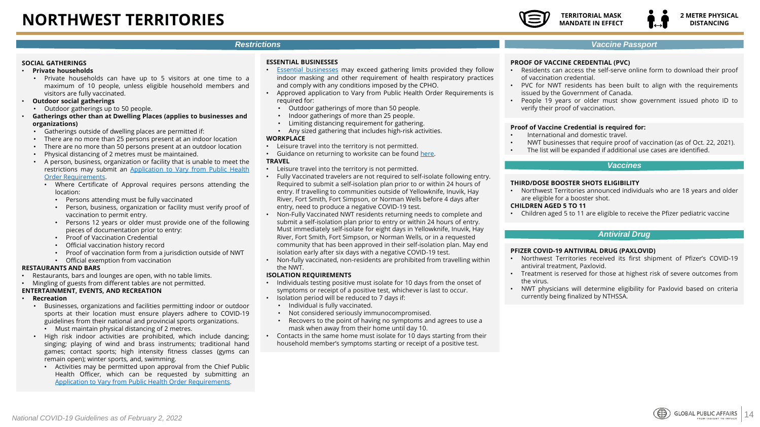# NORTHWEST TERRITORIES

**TERRITORIAL MASK MANDATE IN EFFECT**

**2 METRE PHYSICAL DISTANCING**

## *Restrictions*

**SOCIAL GATHERINGS**

- **Private households**
  - Private households can have up to 5 visitors at one time to a maximum of 10 people, unless eligible household members and visitors are fully vaccinated.
- **Outdoor social gatherings**
  - Outdoor gatherings up to 50 people.
- **Gatherings other than at Dwelling Places (applies to businesses and organizations)**
  - Gatherings outside of dwelling places are permitted if:
  - There are no more than 25 persons present at an indoor location
  - There are no more than 50 persons present at an outdoor location
  - Physical distancing of 2 metres must be maintained.
  - A person, business, organization or facility that is unable to meet the restrictions may submit an Application to Vary from Public Health Order Requirements.
    - Where Certificate of Approval requires persons attending the location:
      - Persons attending must be fully vaccinated
      - Person, business, organization or facility must verify proof of vaccination to permit entry.
      - Persons 12 years or older must provide one of the following pieces of documentation prior to entry:
      - Proof of Vaccination Credential
      - Official vaccination history record
      - Proof of vaccination form from a jurisdiction outside of NWT
      - Official exemption from vaccination

**RESTAURANTS AND BARS**

- Restaurants, bars and lounges are open, with no table limits.
- Mingling of guests from different tables are not permitted.

**ENTERTAINMENT, EVENTS, AND RECREATION**

- **Recreation**
  - Businesses, organizations and facilities permitting indoor or outdoor sports at their location must ensure players adhere to COVID-19 guidelines from their national and provincial sports organizations.
    - Must maintain physical distancing of 2 metres.
  - High risk indoor activities are prohibited, which include dancing; singing; playing of wind and brass instruments; traditional hand games; contact sports; high intensity fitness classes (gyms can remain open); winter sports, and, swimming.
    - Activities may be permitted upon approval from the Chief Public Health Officer, which can be requested by submitting an Application to Vary from Public Health Order Requirements.

**ESSENTIAL BUSINESSES**

- Essential businesses may exceed gathering limits provided they follow indoor masking and other requirement of health respiratory practices and comply with any conditions imposed by the CPHO.
- Approved application to Vary from Public Health Order Requirements is required for:
  - Outdoor gatherings of more than 50 people.
  - Indoor gatherings of more than 25 people.
  - Limiting distancing requirement for gathering.
  - Any sized gathering that includes high-risk activities.

**WORKPLACE**

- Leisure travel into the territory is not permitted.
- Guidance on returning to worksite can be found here.

**TRAVEL**

- Leisure travel into the territory is not permitted.
- Fully Vaccinated travelers are not required to self-isolate following entry. Required to submit a self-isolation plan prior to or within 24 hours of entry. If travelling to communities outside of Yellowknife, Inuvik, Hay River, Fort Smith, Fort Simpson, or Norman Wells before 4 days after entry, need to produce a negative COVID-19 test.
- Non-Fully Vaccinated NWT residents returning needs to complete and submit a self-isolation plan prior to entry or within 24 hours of entry. Must immediately self-isolate for eight days in Yellowknife, Inuvik, Hay River, Fort Smith, Fort Simpson, or Norman Wells, or in a requested community that has been approved in their self-isolation plan. May end isolation early after six days with a negative COVID-19 test.
- Non-fully vaccinated, non-residents are prohibited from travelling within the NWT.

**ISOLATION REQUIREMENTS**

- Individuals testing positive must isolate for 10 days from the onset of symptoms or receipt of a positive test, whichever is last to occur.
- Isolation period will be reduced to 7 days if:
  - Individual is fully vaccinated.
  - Not considered seriously immunocompromised.
  - Recovers to the point of having no symptoms and agrees to use a mask when away from their home until day 10.
- Contacts in the same home must isolate for 10 days starting from their household member's symptoms starting or receipt of a positive test.

## *Vaccine Passport*

**PROOF OF VACCINE CREDENTIAL (PVC)**

- Residents can access the self-serve online form to download their proof of vaccination credential.
- PVC for NWT residents has been built to align with the requirements issued by the Government of Canada.
- People 19 years or older must show government issued photo ID to verify their proof of vaccination.

**Proof of Vaccine Credential is required for:**

- International and domestic travel.
- NWT businesses that require proof of vaccination (as of Oct. 22, 2021).
- The list will be expanded if additional use cases are identified.

## *Vaccines*

**THIRD/DOSE BOOSTER SHOTS ELIGIBILITY**

- Northwest Territories announced individuals who are 18 years and older are eligible for a booster shot.

**CHILDREN AGED 5 TO 11**

- Children aged 5 to 11 are eligible to receive the Pfizer pediatric vaccine

## *Antiviral Drug*

**PFIZER COVID-19 ANTIVIRAL DRUG (PAXLOVID)**

- Northwest Territories received its first shipment of Pfizer's COVID-19 antiviral treatment, Paxlovid.
- Treatment is reserved for those at highest risk of severe outcomes from the virus.
- NWT physicians will determine eligibility for Paxlovid based on criteria currently being finalized by NTHSSA.

*National COVID-19 Guidelines as of February 2, 2022*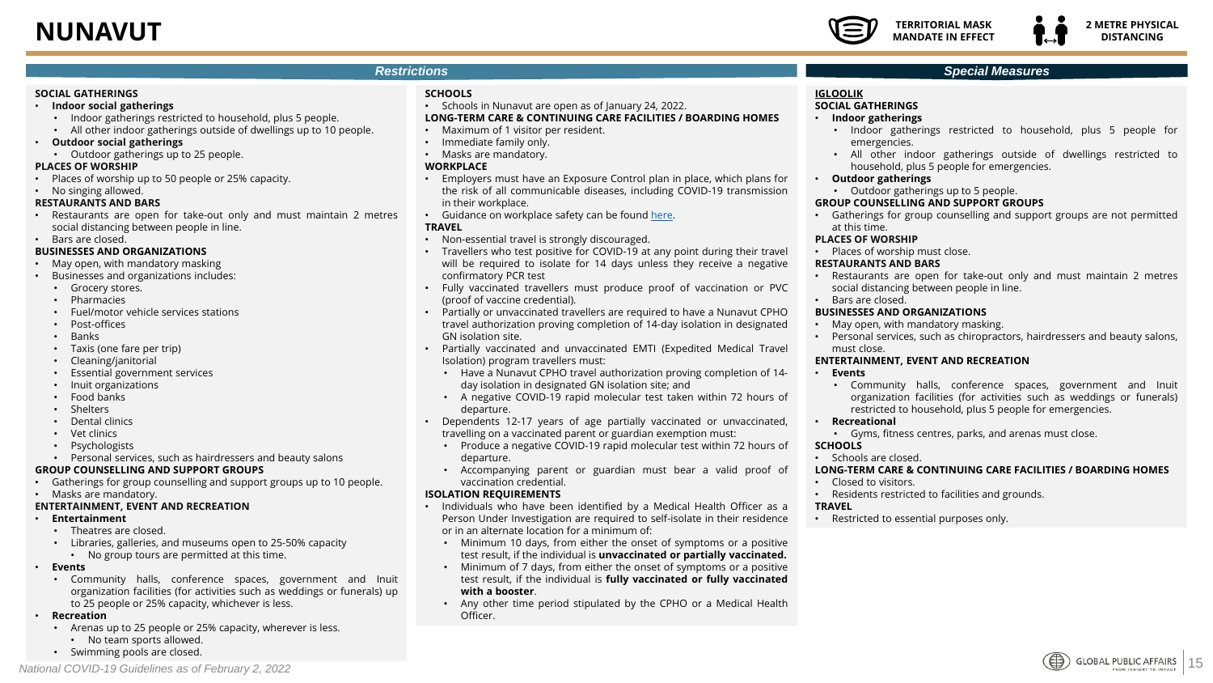# NUNAVUT

TERRITORIAL MASK MANDATE IN EFFECT

2 METRE PHYSICAL DISTANCING

## Restrictions

**SOCIAL GATHERINGS**

- **Indoor social gatherings**
  - Indoor gatherings restricted to household, plus 5 people.
  - All other indoor gatherings outside of dwellings up to 10 people.
- **Outdoor social gatherings**
  - Outdoor gatherings up to 25 people.

**PLACES OF WORSHIP**

- Places of worship up to 50 people or 25% capacity.
- No singing allowed.

**RESTAURANTS AND BARS**

- Restaurants are open for take-out only and must maintain 2 metres social distancing between people in line.
- Bars are closed.

**BUSINESSES AND ORGANIZATIONS**

- May open, with mandatory masking
- Businesses and organizations includes:
  - Grocery stores.
  - Pharmacies
  - Fuel/motor vehicle services stations
  - Post-offices
  - Banks
  - Taxis (one fare per trip)
  - Cleaning/janitorial
  - Essential government services
  - Inuit organizations
  - Food banks
  - Shelters
  - Dental clinics
  - Vet clinics
  - Psychologists
  - Personal services, such as hairdressers and beauty salons

**GROUP COUNSELLING AND SUPPORT GROUPS**

- Gatherings for group counselling and support groups up to 10 people.
- Masks are mandatory.

**ENTERTAINMENT, EVENT AND RECREATION**

- **Entertainment**
  - Theatres are closed.
  - Libraries, galleries, and museums open to 25-50% capacity
    - No group tours are permitted at this time.
- **Events**
  - Community halls, conference spaces, government and Inuit organization facilities (for activities such as weddings or funerals) up to 25 people or 25% capacity, whichever is less.
- **Recreation**
  - Arenas up to 25 people or 25% capacity, wherever is less.
    - No team sports allowed.
  - Swimming pools are closed.

**SCHOOLS**

- Schools in Nunavut are open as of January 24, 2022.

**LONG-TERM CARE & CONTINUING CARE FACILITIES / BOARDING HOMES**

- Maximum of 1 visitor per resident.
- Immediate family only.
- Masks are mandatory.

**WORKPLACE**

- Employers must have an Exposure Control plan in place, which plans for the risk of all communicable diseases, including COVID-19 transmission in their workplace.
- Guidance on workplace safety can be found here.

**TRAVEL**

- Non-essential travel is strongly discouraged.
- Travellers who test positive for COVID-19 at any point during their travel will be required to isolate for 14 days unless they receive a negative confirmatory PCR test
- Fully vaccinated travellers must produce proof of vaccination or PVC (proof of vaccine credential).
- Partially or unvaccinated travellers are required to have a Nunavut CPHO travel authorization proving completion of 14-day isolation in designated GN isolation site.
- Partially vaccinated and unvaccinated EMTI (Expedited Medical Travel Isolation) program travellers must:
  - Have a Nunavut CPHO travel authorization proving completion of 14-day isolation in designated GN isolation site; and
  - A negative COVID-19 rapid molecular test taken within 72 hours of departure.
- Dependents 12-17 years of age partially vaccinated or unvaccinated, travelling on a vaccinated parent or guardian exemption must:
  - Produce a negative COVID-19 rapid molecular test within 72 hours of departure.
  - Accompanying parent or guardian must bear a valid proof of vaccination credential.

**ISOLATION REQUIREMENTS**

- Individuals who have been identified by a Medical Health Officer as a Person Under Investigation are required to self-isolate in their residence or in an alternate location for a minimum of:
  - Minimum 10 days, from either the onset of symptoms or a positive test result, if the individual is **unvaccinated or partially vaccinated.**
  - Minimum of 7 days, from either the onset of symptoms or a positive test result, if the individual is **fully vaccinated or fully vaccinated with a booster**.
  - Any other time period stipulated by the CPHO or a Medical Health Officer.

## Special Measures

**IGLOOLIK**

**SOCIAL GATHERINGS**

- **Indoor gatherings**
  - Indoor gatherings restricted to household, plus 5 people for emergencies.
  - All other indoor gatherings outside of dwellings restricted to household, plus 5 people for emergencies.
- **Outdoor gatherings**
  - Outdoor gatherings up to 5 people.

**GROUP COUNSELLING AND SUPPORT GROUPS**

- Gatherings for group counselling and support groups are not permitted at this time.

**PLACES OF WORSHIP**

- Places of worship must close.

**RESTAURANTS AND BARS**

- Restaurants are open for take-out only and must maintain 2 metres social distancing between people in line.
- Bars are closed.

**BUSINESSES AND ORGANIZATIONS**

- May open, with mandatory masking.
- Personal services, such as chiropractors, hairdressers and beauty salons, must close.

**ENTERTAINMENT, EVENT AND RECREATION**

- **Events**
  - Community halls, conference spaces, government and Inuit organization facilities (for activities such as weddings or funerals) restricted to household, plus 5 people for emergencies.
- **Recreational**
  - Gyms, fitness centres, parks, and arenas must close.

**SCHOOLS**

- Schools are closed.

**LONG-TERM CARE & CONTINUING CARE FACILITIES / BOARDING HOMES**

- Closed to visitors.
- Residents restricted to facilities and grounds.

**TRAVEL**

- Restricted to essential purposes only.

*National COVID-19 Guidelines as of February 2, 2022*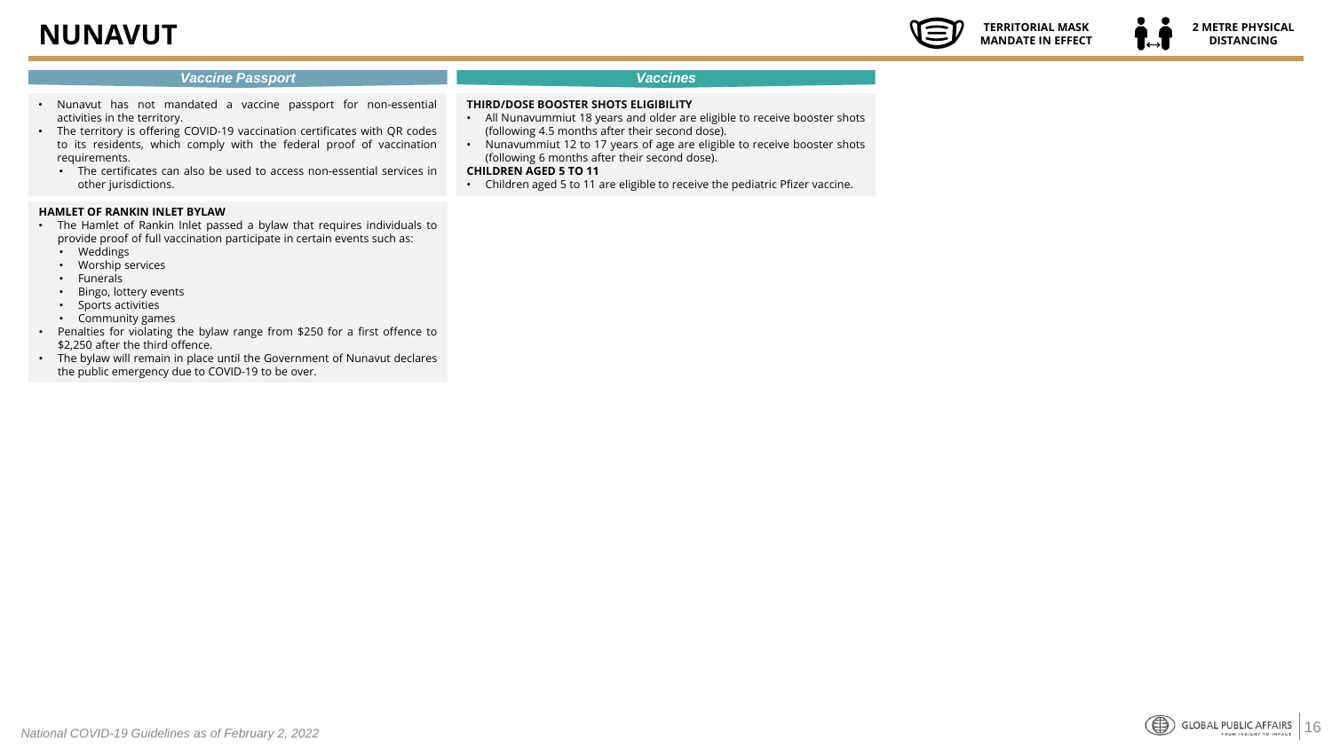# NUNAVUT

**TERRITORIAL MASK MANDATE IN EFFECT**

**2 METRE PHYSICAL DISTANCING**

## *Vaccine Passport*

- Nunavut has not mandated a vaccine passport for non-essential activities in the territory.
- The territory is offering COVID-19 vaccination certificates with QR codes to its residents, which comply with the federal proof of vaccination requirements.
  - The certificates can also be used to access non-essential services in other jurisdictions.

**HAMLET OF RANKIN INLET BYLAW**

- The Hamlet of Rankin Inlet passed a bylaw that requires individuals to provide proof of full vaccination participate in certain events such as:
  - Weddings
  - Worship services
  - Funerals
  - Bingo, lottery events
  - Sports activities
  - Community games
- Penalties for violating the bylaw range from $250 for a first offence to $2,250 after the third offence.
- The bylaw will remain in place until the Government of Nunavut declares the public emergency due to COVID-19 to be over.

## *Vaccines*

**THIRD/DOSE BOOSTER SHOTS ELIGIBILITY**

- All Nunavummiut 18 years and older are eligible to receive booster shots (following 4.5 months after their second dose).
- Nunavummiut 12 to 17 years of age are eligible to receive booster shots (following 6 months after their second dose).

**CHILDREN AGED 5 TO 11**

- Children aged 5 to 11 are eligible to receive the pediatric Pfizer vaccine.

*National COVID-19 Guidelines as of February 2, 2022*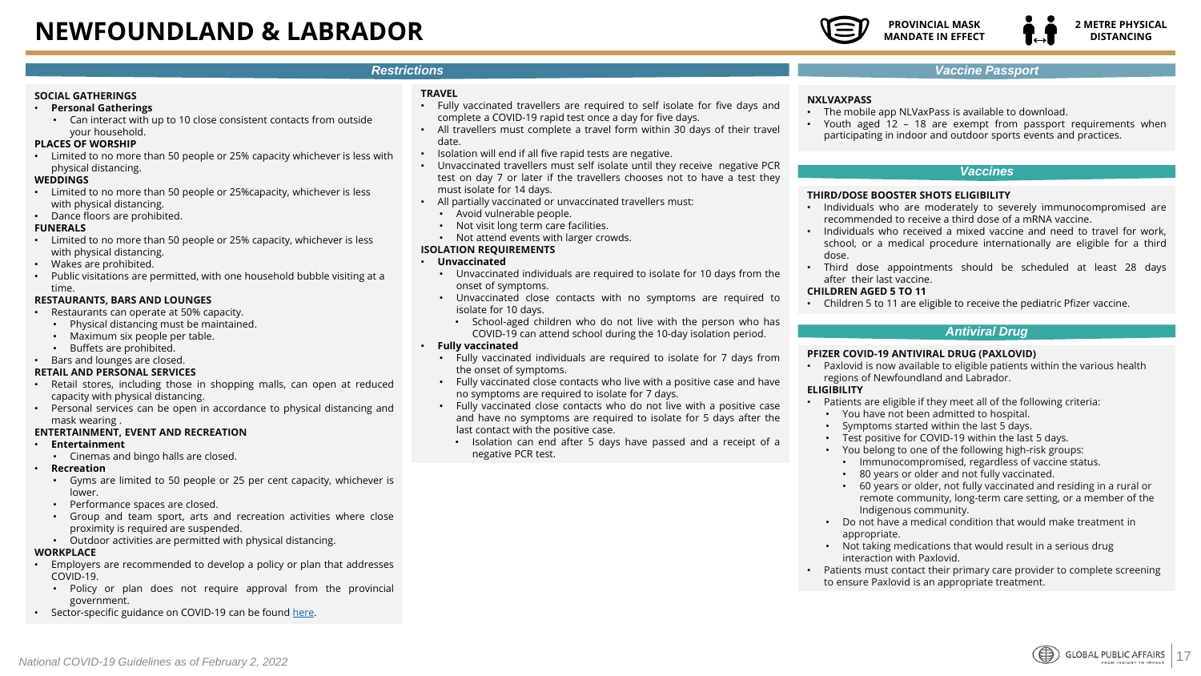# NEWFOUNDLAND & LABRADOR

**PROVINCIAL MASK MANDATE IN EFFECT**

**2 METRE PHYSICAL DISTANCING**

## Restrictions

**SOCIAL GATHERINGS**
- **Personal Gatherings**
  - Can interact with up to 10 close consistent contacts from outside your household.

**PLACES OF WORSHIP**
- Limited to no more than 50 people or 25% capacity whichever is less with physical distancing.

**WEDDINGS**
- Limited to no more than 50 people or 25%capacity, whichever is less with physical distancing.
- Dance floors are prohibited.

**FUNERALS**
- Limited to no more than 50 people or 25% capacity, whichever is less with physical distancing.
- Wakes are prohibited.
- Public visitations are permitted, with one household bubble visiting at a time.

**RESTAURANTS, BARS AND LOUNGES**
- Restaurants can operate at 50% capacity.
  - Physical distancing must be maintained.
  - Maximum six people per table.
  - Buffets are prohibited.
- Bars and lounges are closed.

**RETAIL AND PERSONAL SERVICES**
- Retail stores, including those in shopping malls, can open at reduced capacity with physical distancing.
- Personal services can be open in accordance to physical distancing and mask wearing .

**ENTERTAINMENT, EVENT AND RECREATION**
- **Entertainment**
  - Cinemas and bingo halls are closed.
- **Recreation**
  - Gyms are limited to 50 people or 25 per cent capacity, whichever is lower.
  - Performance spaces are closed.
  - Group and team sport, arts and recreation activities where close proximity is required are suspended.
  - Outdoor activities are permitted with physical distancing.

**WORKPLACE**
- Employers are recommended to develop a policy or plan that addresses COVID-19.
  - Policy or plan does not require approval from the provincial government.
- Sector-specific guidance on COVID-19 can be found here.

**TRAVEL**
- Fully vaccinated travellers are required to self isolate for five days and complete a COVID-19 rapid test once a day for five days.
- All travellers must complete a travel form within 30 days of their travel date.
- Isolation will end if all five rapid tests are negative.
- Unvaccinated travellers must self isolate until they receive negative PCR test on day 7 or later if the travellers chooses not to have a test they must isolate for 14 days.
- All partially vaccinated or unvaccinated travellers must:
  - Avoid vulnerable people.
  - Not visit long term care facilities.
  - Not attend events with larger crowds.

**ISOLATION REQUIREMENTS**
- **Unvaccinated**
  - Unvaccinated individuals are required to isolate for 10 days from the onset of symptoms.
  - Unvaccinated close contacts with no symptoms are required to isolate for 10 days.
    - School-aged children who do not live with the person who has COVID-19 can attend school during the 10-day isolation period.
- **Fully vaccinated**
  - Fully vaccinated individuals are required to isolate for 7 days from the onset of symptoms.
  - Fully vaccinated close contacts who live with a positive case and have no symptoms are required to isolate for 7 days.
  - Fully vaccinated close contacts who do not live with a positive case and have no symptoms are required to isolate for 5 days after the last contact with the positive case.
    - Isolation can end after 5 days have passed and a receipt of a negative PCR test.

## Vaccine Passport

**NXLVAXPASS**
- The mobile app NLVaxPass is available to download.
- Youth aged 12 – 18 are exempt from passport requirements when participating in indoor and outdoor sports events and practices.

## Vaccines

**THIRD/DOSE BOOSTER SHOTS ELIGIBILITY**
- Individuals who are moderately to severely immunocompromised are recommended to receive a third dose of a mRNA vaccine.
- Individuals who received a mixed vaccine and need to travel for work, school, or a medical procedure internationally are eligible for a third dose.
- Third dose appointments should be scheduled at least 28 days after their last vaccine.

**CHILDREN AGED 5 TO 11**
- Children 5 to 11 are eligible to receive the pediatric Pfizer vaccine.

## Antiviral Drug

**PFIZER COVID-19 ANTIVIRAL DRUG (PAXLOVID)**
- Paxlovid is now available to eligible patients within the various health regions of Newfoundland and Labrador.

**ELIGIBILITY**
- Patients are eligible if they meet all of the following criteria:
  - You have not been admitted to hospital.
  - Symptoms started within the last 5 days.
  - Test positive for COVID-19 within the last 5 days.
  - You belong to one of the following high-risk groups:
    - Immunocompromised, regardless of vaccine status.
    - 80 years or older and not fully vaccinated.
    - 60 years or older, not fully vaccinated and residing in a rural or remote community, long-term care setting, or a member of the Indigenous community.
  - Do not have a medical condition that would make treatment in appropriate.
  - Not taking medications that would result in a serious drug interaction with Paxlovid.
- Patients must contact their primary care provider to complete screening to ensure Paxlovid is an appropriate treatment.

*National COVID-19 Guidelines as of February 2, 2022*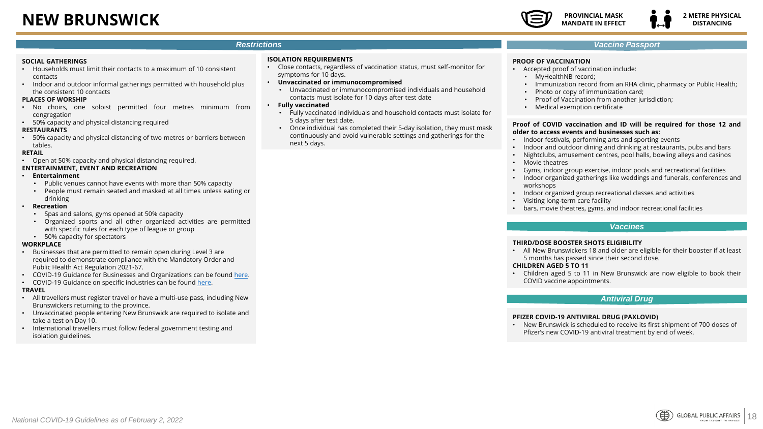# NEW BRUNSWICK

**PROVINCIAL MASK MANDATE IN EFFECT**

**2 METRE PHYSICAL DISTANCING**

## Restrictions

**SOCIAL GATHERINGS**

- Households must limit their contacts to a maximum of 10 consistent contacts
- Indoor and outdoor informal gatherings permitted with household plus the consistent 10 contacts

**PLACES OF WORSHIP**

- No choirs, one soloist permitted four metres minimum from congregation
- 50% capacity and physical distancing required

**RESTAURANTS**

- 50% capacity and physical distancing of two metres or barriers between tables.

**RETAIL**

- Open at 50% capacity and physical distancing required.

**ENTERTAINMENT, EVENT AND RECREATION**

- **Entertainment**
  - Public venues cannot have events with more than 50% capacity
  - People must remain seated and masked at all times unless eating or drinking
- **Recreation**
  - Spas and salons, gyms opened at 50% capacity
  - Organized sports and all other organized activities are permitted with specific rules for each type of league or group
  - 50% capacity for spectators

**WORKPLACE**

- Businesses that are permitted to remain open during Level 3 are required to demonstrate compliance with the Mandatory Order and Public Health Act Regulation 2021-67.
- COVID-19 Guidance for Businesses and Organizations can be found here.
- COVID-19 Guidance on specific industries can be found here.

**TRAVEL**

- All travellers must register travel or have a multi-use pass, including New Brunswickers returning to the province.
- Unvaccinated people entering New Brunswick are required to isolate and take a test on Day 10.
- International travellers must follow federal government testing and isolation guidelines.

**ISOLATION REQUIREMENTS**

- Close contacts, regardless of vaccination status, must self-monitor for symptoms for 10 days.
- **Unvaccinated or immunocompromised**
  - Unvaccinated or immunocompromised individuals and household contacts must isolate for 10 days after test date
- **Fully vaccinated**
  - Fully vaccinated individuals and household contacts must isolate for 5 days after test date.
  - Once individual has completed their 5-day isolation, they must mask continuously and avoid vulnerable settings and gatherings for the next 5 days.

## Vaccine Passport

**PROOF OF VACCINATION**

- Accepted proof of vaccination include:
  - MyHealthNB record;
  - Immunization record from an RHA clinic, pharmacy or Public Health;
  - Photo or copy of immunization card;
  - Proof of Vaccination from another jurisdiction;
  - Medical exemption certificate

**Proof of COVID vaccination and ID will be required for those 12 and older to access events and businesses such as:**

- Indoor festivals, performing arts and sporting events
- Indoor and outdoor dining and drinking at restaurants, pubs and bars
- Nightclubs, amusement centres, pool halls, bowling alleys and casinos
- Movie theatres
- Gyms, indoor group exercise, indoor pools and recreational facilities
- Indoor organized gatherings like weddings and funerals, conferences and workshops
- Indoor organized group recreational classes and activities
- Visiting long-term care facility
- bars, movie theatres, gyms, and indoor recreational facilities

## Vaccines

**THIRD/DOSE BOOSTER SHOTS ELIGIBILITY**

- All New Brunswickers 18 and older are eligible for their booster if at least 5 months has passed since their second dose.

**CHILDREN AGED 5 TO 11**

- Children aged 5 to 11 in New Brunswick are now eligible to book their COVID vaccine appointments.

## Antiviral Drug

**PFIZER COVID-19 ANTIVIRAL DRUG (PAXLOVID)**

- New Brunswick is scheduled to receive its first shipment of 700 doses of Pfizer's new COVID-19 antiviral treatment by end of week.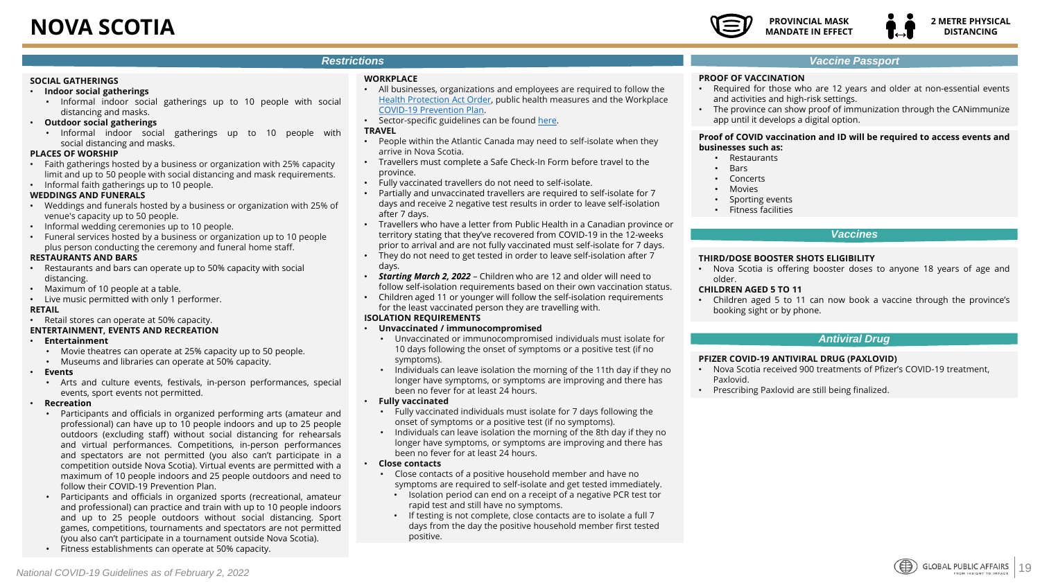# NOVA SCOTIA

PROVINCIAL MASK MANDATE IN EFFECT

2 METRE PHYSICAL DISTANCING

## Restrictions

**SOCIAL GATHERINGS**

- **Indoor social gatherings**
  - Informal indoor social gatherings up to 10 people with social distancing and masks.
- **Outdoor social gatherings**
  - Informal indoor social gatherings up to 10 people with social distancing and masks.

**PLACES OF WORSHIP**

- Faith gatherings hosted by a business or organization with 25% capacity limit and up to 50 people with social distancing and mask requirements.
- Informal faith gatherings up to 10 people.

**WEDDINGS AND FUNERALS**

- Weddings and funerals hosted by a business or organization with 25% of venue's capacity up to 50 people.
- Informal wedding ceremonies up to 10 people.
- Funeral services hosted by a business or organization up to 10 people plus person conducting the ceremony and funeral home staff.

**RESTAURANTS AND BARS**

- Restaurants and bars can operate up to 50% capacity with social distancing.
- Maximum of 10 people at a table.
- Live music permitted with only 1 performer.

**RETAIL**

- Retail stores can operate at 50% capacity.

**ENTERTAINMENT, EVENTS AND RECREATION**

- **Entertainment**
  - Movie theatres can operate at 25% capacity up to 50 people.
  - Museums and libraries can operate at 50% capacity.
- **Events**
  - Arts and culture events, festivals, in-person performances, special events, sport events not permitted.
- **Recreation**
  - Participants and officials in organized performing arts (amateur and professional) can have up to 10 people indoors and up to 25 people outdoors (excluding staff) without social distancing for rehearsals and virtual performances. Competitions, in-person performances and spectators are not permitted (you also can't participate in a competition outside Nova Scotia). Virtual events are permitted with a maximum of 10 people indoors and 25 people outdoors and need to follow their COVID-19 Prevention Plan.
  - Participants and officials in organized sports (recreational, amateur and professional) can practice and train with up to 10 people indoors and up to 25 people outdoors without social distancing. Sport games, competitions, tournaments and spectators are not permitted (you also can't participate in a tournament outside Nova Scotia).
  - Fitness establishments can operate at 50% capacity.

**WORKPLACE**

- All businesses, organizations and employees are required to follow the Health Protection Act Order, public health measures and the Workplace COVID-19 Prevention Plan.
- Sector-specific guidelines can be found here.

**TRAVEL**

- People within the Atlantic Canada may need to self-isolate when they arrive in Nova Scotia.
- Travellers must complete a Safe Check-In Form before travel to the province.
- Fully vaccinated travellers do not need to self-isolate.
- Partially and unvaccinated travellers are required to self-isolate for 7 days and receive 2 negative test results in order to leave self-isolation after 7 days.
- Travellers who have a letter from Public Health in a Canadian province or territory stating that they've recovered from COVID-19 in the 12-weeks prior to arrival and are not fully vaccinated must self-isolate for 7 days.
- They do not need to get tested in order to leave self-isolation after 7 days.
- ***Starting March 2, 2022*** – Children who are 12 and older will need to follow self-isolation requirements based on their own vaccination status.
- Children aged 11 or younger will follow the self-isolation requirements for the least vaccinated person they are travelling with.

**ISOLATION REQUIREMENTS**

- **Unvaccinated / immunocompromised**
  - Unvaccinated or immunocompromised individuals must isolate for 10 days following the onset of symptoms or a positive test (if no symptoms).
  - Individuals can leave isolation the morning of the 11th day if they no longer have symptoms, or symptoms are improving and there has been no fever for at least 24 hours.
- **Fully vaccinated**
  - Fully vaccinated individuals must isolate for 7 days following the onset of symptoms or a positive test (if no symptoms).
  - Individuals can leave isolation the morning of the 8th day if they no longer have symptoms, or symptoms are improving and there has been no fever for at least 24 hours.
- **Close contacts**
  - Close contacts of a positive household member and have no symptoms are required to self-isolate and get tested immediately.
    - Isolation period can end on a receipt of a negative PCR test tor rapid test and still have no symptoms.
    - If testing is not complete, close contacts are to isolate a full 7 days from the day the positive household member first tested positive.

## Vaccine Passport

**PROOF OF VACCINATION**

- Required for those who are 12 years and older at non-essential events and activities and high-risk settings.
- The province can show proof of immunization through the CANimmunize app until it develops a digital option.

**Proof of COVID vaccination and ID will be required to access events and businesses such as:**

- Restaurants
- Bars
- Concerts
- Movies
- Sporting events
- Fitness facilities

## Vaccines

**THIRD/DOSE BOOSTER SHOTS ELIGIBILITY**

- Nova Scotia is offering booster doses to anyone 18 years of age and older.

**CHILDREN AGED 5 TO 11**

- Children aged 5 to 11 can now book a vaccine through the province's booking sight or by phone.

## Antiviral Drug

**PFIZER COVID-19 ANTIVIRAL DRUG (PAXLOVID)**

- Nova Scotia received 900 treatments of Pfizer's COVID-19 treatment, Paxlovid.
- Prescribing Paxlovid are still being finalized.

*National COVID-19 Guidelines as of February 2, 2022*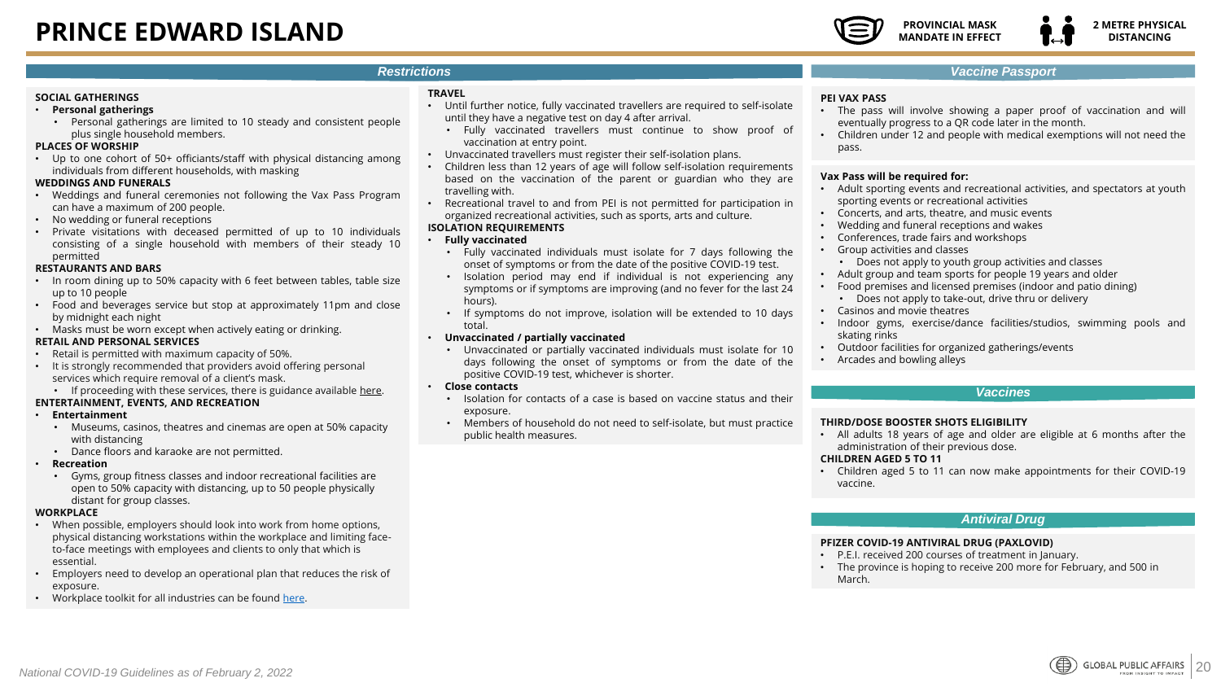# PRINCE EDWARD ISLAND

PROVINCIAL MASK MANDATE IN EFFECT

2 METRE PHYSICAL DISTANCING

## *Restrictions*

**SOCIAL GATHERINGS**

- **Personal gatherings**
  - Personal gatherings are limited to 10 steady and consistent people plus single household members.

**PLACES OF WORSHIP**

- Up to one cohort of 50+ officiants/staff with physical distancing among individuals from different households, with masking

**WEDDINGS AND FUNERALS**

- Weddings and funeral ceremonies not following the Vax Pass Program can have a maximum of 200 people.
- No wedding or funeral receptions
- Private visitations with deceased permitted of up to 10 individuals consisting of a single household with members of their steady 10 permitted

**RESTAURANTS AND BARS**

- In room dining up to 50% capacity with 6 feet between tables, table size up to 10 people
- Food and beverages service but stop at approximately 11pm and close by midnight each night
- Masks must be worn except when actively eating or drinking.

**RETAIL AND PERSONAL SERVICES**

- Retail is permitted with maximum capacity of 50%.
- It is strongly recommended that providers avoid offering personal services which require removal of a client's mask.
  - If proceeding with these services, there is guidance available here.

**ENTERTAINMENT, EVENTS, AND RECREATION**

- **Entertainment**
  - Museums, casinos, theatres and cinemas are open at 50% capacity with distancing
  - Dance floors and karaoke are not permitted.
- **Recreation**
  - Gyms, group fitness classes and indoor recreational facilities are open to 50% capacity with distancing, up to 50 people physically distant for group classes.

**WORKPLACE**

- When possible, employers should look into work from home options, physical distancing workstations within the workplace and limiting face-to-face meetings with employees and clients to only that which is essential.
- Employers need to develop an operational plan that reduces the risk of exposure.
- Workplace toolkit for all industries can be found here.

**TRAVEL**

- Until further notice, fully vaccinated travellers are required to self-isolate until they have a negative test on day 4 after arrival.
  - Fully vaccinated travellers must continue to show proof of vaccination at entry point.
- Unvaccinated travellers must register their self-isolation plans.
- Children less than 12 years of age will follow self-isolation requirements based on the vaccination of the parent or guardian who they are travelling with.
- Recreational travel to and from PEI is not permitted for participation in organized recreational activities, such as sports, arts and culture.

**ISOLATION REQUIREMENTS**

- **Fully vaccinated**
  - Fully vaccinated individuals must isolate for 7 days following the onset of symptoms or from the date of the positive COVID-19 test.
  - Isolation period may end if individual is not experiencing any symptoms or if symptoms are improving (and no fever for the last 24 hours).
  - If symptoms do not improve, isolation will be extended to 10 days total.
- **Unvaccinated / partially vaccinated**
  - Unvaccinated or partially vaccinated individuals must isolate for 10 days following the onset of symptoms or from the date of the positive COVID-19 test, whichever is shorter.
- **Close contacts**
  - Isolation for contacts of a case is based on vaccine status and their exposure.
  - Members of household do not need to self-isolate, but must practice public health measures.

## *Vaccine Passport*

**PEI VAX PASS**

- The pass will involve showing a paper proof of vaccination and will eventually progress to a QR code later in the month.
- Children under 12 and people with medical exemptions will not need the pass.

**Vax Pass will be required for:**

- Adult sporting events and recreational activities, and spectators at youth sporting events or recreational activities
- Concerts, and arts, theatre, and music events
- Wedding and funeral receptions and wakes
- Conferences, trade fairs and workshops
- Group activities and classes
  - Does not apply to youth group activities and classes
- Adult group and team sports for people 19 years and older
- Food premises and licensed premises (indoor and patio dining)
  - Does not apply to take-out, drive thru or delivery
- Casinos and movie theatres
- Indoor gyms, exercise/dance facilities/studios, swimming pools and skating rinks
- Outdoor facilities for organized gatherings/events
- Arcades and bowling alleys

## *Vaccines*

**THIRD/DOSE BOOSTER SHOTS ELIGIBILITY**

- All adults 18 years of age and older are eligible at 6 months after the administration of their previous dose.

**CHILDREN AGED 5 TO 11**

- Children aged 5 to 11 can now make appointments for their COVID-19 vaccine.

## *Antiviral Drug*

**PFIZER COVID-19 ANTIVIRAL DRUG (PAXLOVID)**

- P.E.I. received 200 courses of treatment in January.
- The province is hoping to receive 200 more for February, and 500 in March.

*National COVID-19 Guidelines as of February 2, 2022*